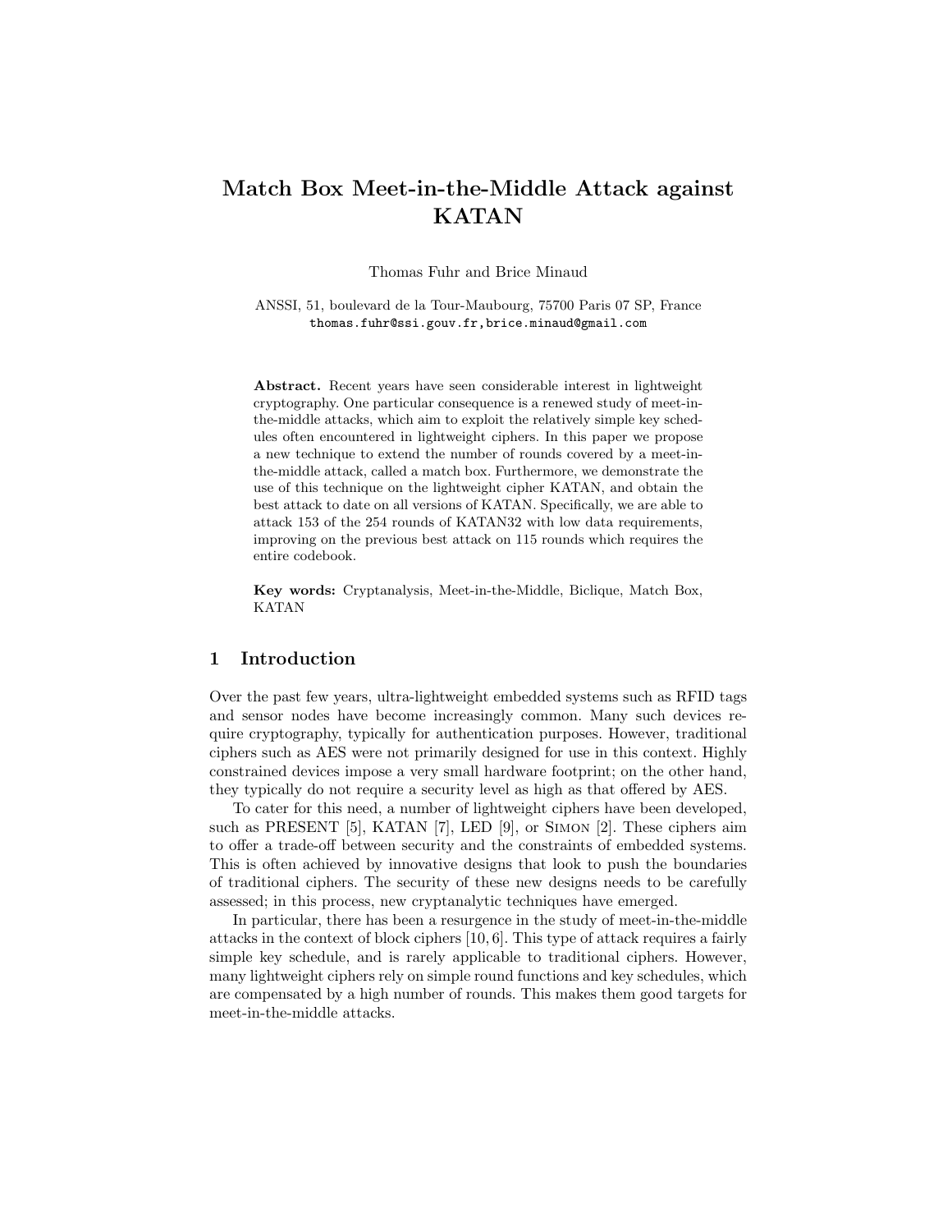# Match Box Meet-in-the-Middle Attack against KATAN

Thomas Fuhr and Brice Minaud

ANSSI, 51, boulevard de la Tour-Maubourg, 75700 Paris 07 SP, France
thomas.fuhr@ssi.gouv.fr,brice.minaud@gmail.com

**Abstract.** Recent years have seen considerable interest in lightweight cryptography. One particular consequence is a renewed study of meet-in-the-middle attacks, which aim to exploit the relatively simple key schedules often encountered in lightweight ciphers. In this paper we propose a new technique to extend the number of rounds covered by a meet-in-the-middle attack, called a match box. Furthermore, we demonstrate the use of this technique on the lightweight cipher KATAN, and obtain the best attack to date on all versions of KATAN. Specifically, we are able to attack 153 of the 254 rounds of KATAN32 with low data requirements, improving on the previous best attack on 115 rounds which requires the entire codebook.

**Key words:** Cryptanalysis, Meet-in-the-Middle, Biclique, Match Box, KATAN

## 1 Introduction

Over the past few years, ultra-lightweight embedded systems such as RFID tags and sensor nodes have become increasingly common. Many such devices require cryptography, typically for authentication purposes. However, traditional ciphers such as AES were not primarily designed for use in this context. Highly constrained devices impose a very small hardware footprint; on the other hand, they typically do not require a security level as high as that offered by AES.

To cater for this need, a number of lightweight ciphers have been developed, such as PRESENT [5], KATAN [7], LED [9], or Simon [2]. These ciphers aim to offer a trade-off between security and the constraints of embedded systems. This is often achieved by innovative designs that look to push the boundaries of traditional ciphers. The security of these new designs needs to be carefully assessed; in this process, new cryptanalytic techniques have emerged.

In particular, there has been a resurgence in the study of meet-in-the-middle attacks in the context of block ciphers [10, 6]. This type of attack requires a fairly simple key schedule, and is rarely applicable to traditional ciphers. However, many lightweight ciphers rely on simple round functions and key schedules, which are compensated by a high number of rounds. This makes them good targets for meet-in-the-middle attacks.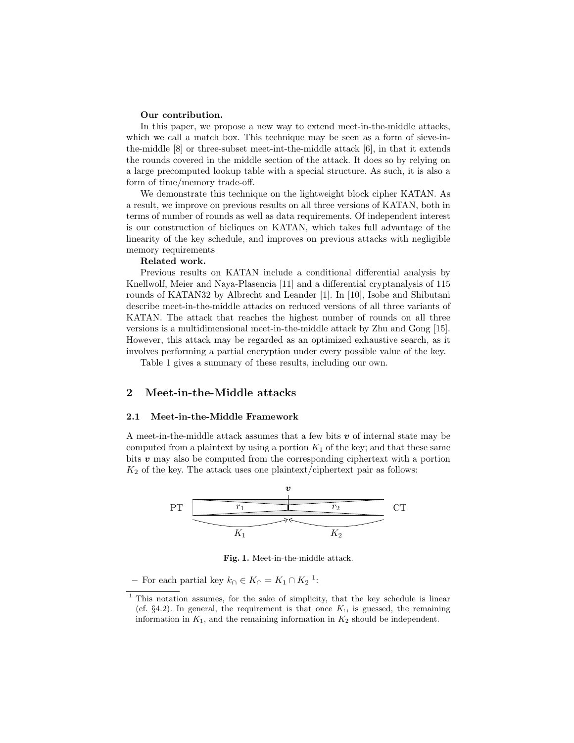**Our contribution.**

In this paper, we propose a new way to extend meet-in-the-middle attacks, which we call a match box. This technique may be seen as a form of sieve-in-the-middle [8] or three-subset meet-int-the-middle attack [6], in that it extends the rounds covered in the middle section of the attack. It does so by relying on a large precomputed lookup table with a special structure. As such, it is also a form of time/memory trade-off.

We demonstrate this technique on the lightweight block cipher KATAN. As a result, we improve on previous results on all three versions of KATAN, both in terms of number of rounds as well as data requirements. Of independent interest is our construction of bicliques on KATAN, which takes full advantage of the linearity of the key schedule, and improves on previous attacks with negligible memory requirements

**Related work.**

Previous results on KATAN include a conditional differential analysis by Knellwolf, Meier and Naya-Plasencia [11] and a differential cryptanalysis of 115 rounds of KATAN32 by Albrecht and Leander [1]. In [10], Isobe and Shibutani describe meet-in-the-middle attacks on reduced versions of all three variants of KATAN. The attack that reaches the highest number of rounds on all three versions is a multidimensional meet-in-the-middle attack by Zhu and Gong [15]. However, this attack may be regarded as an optimized exhaustive search, as it involves performing a partial encryption under every possible value of the key.

Table 1 gives a summary of these results, including our own.

## 2 Meet-in-the-Middle attacks

### 2.1 Meet-in-the-Middle Framework

A meet-in-the-middle attack assumes that a few bits $\boldsymbol{v}$ of internal state may be computed from a plaintext by using a portion $K_1$ of the key; and that these same bits $\boldsymbol{v}$ may also be computed from the corresponding ciphertext with a portion $K_2$ of the key. The attack uses one plaintext/ciphertext pair as follows:

**Fig. 1.** Meet-in-the-middle attack.

– For each partial key $k_\cap \in K_\cap = K_1 \cap K_2$ [1]:

[1] This notation assumes, for the sake of simplicity, that the key schedule is linear (cf. §4.2). In general, the requirement is that once $K_\cap$ is guessed, the remaining information in $K_1$, and the remaining information in $K_2$ should be independent.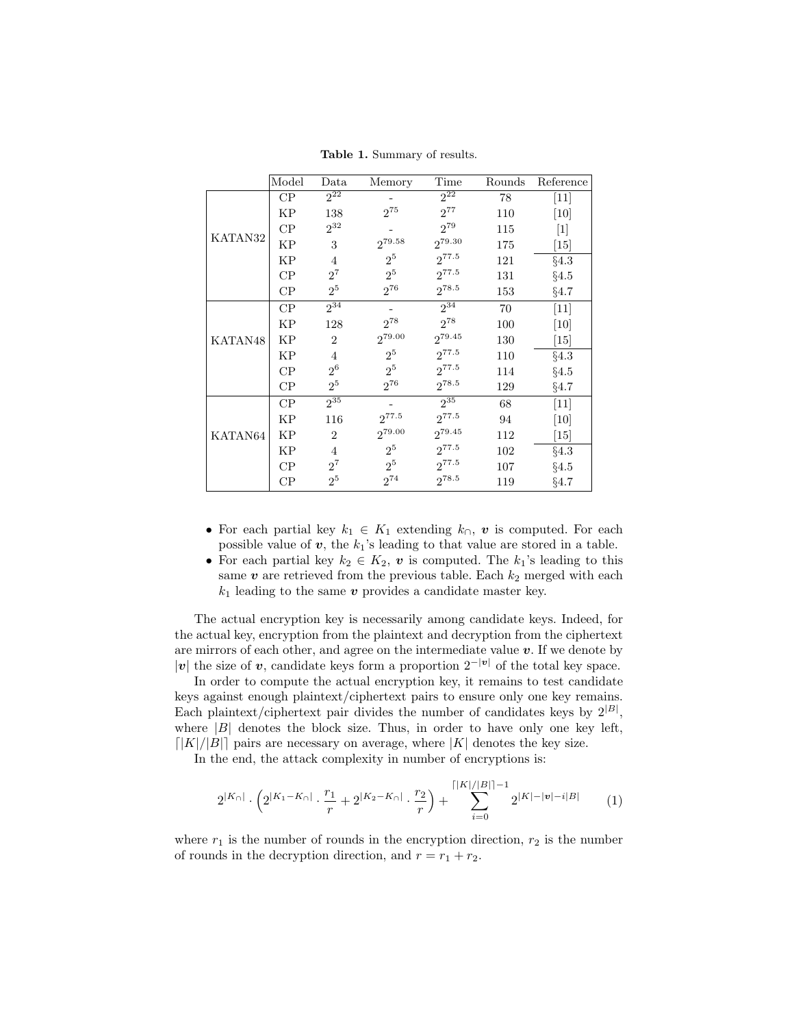**Table 1.** Summary of results.

| | Model | Data | Memory | Time | Rounds | Reference |
|---|---|---|---|---|---|---|
| KATAN32 | CP | $2^{22}$ | - | $2^{22}$ | 78 | [11] |
| | KP | 138 | $2^{75}$ | $2^{77}$ | 110 | [10] |
| | CP | $2^{32}$ | - | $2^{79}$ | 115 | [1] |
| | KP | 3 | $2^{79.58}$ | $2^{79.30}$ | 175 | [15] |
| | KP | 4 | $2^{5}$ | $2^{77.5}$ | 121 | §4.3 |
| | CP | $2^{7}$ | $2^{5}$ | $2^{77.5}$ | 131 | §4.5 |
| | CP | $2^{5}$ | $2^{76}$ | $2^{78.5}$ | 153 | §4.7 |
| KATAN48 | CP | $2^{34}$ | - | $2^{34}$ | 70 | [11] |
| | KP | 128 | $2^{78}$ | $2^{78}$ | 100 | [10] |
| | KP | 2 | $2^{79.00}$ | $2^{79.45}$ | 130 | [15] |
| | KP | 4 | $2^{5}$ | $2^{77.5}$ | 110 | §4.3 |
| | CP | $2^{6}$ | $2^{5}$ | $2^{77.5}$ | 114 | §4.5 |
| | CP | $2^{5}$ | $2^{76}$ | $2^{78.5}$ | 129 | §4.7 |
| KATAN64 | CP | $2^{35}$ | - | $2^{35}$ | 68 | [11] |
| | KP | 116 | $2^{77.5}$ | $2^{77.5}$ | 94 | [10] |
| | KP | 2 | $2^{79.00}$ | $2^{79.45}$ | 112 | [15] |
| | KP | 4 | $2^{5}$ | $2^{77.5}$ | 102 | §4.3 |
| | CP | $2^{7}$ | $2^{5}$ | $2^{77.5}$ | 107 | §4.5 |
| | CP | $2^{5}$ | $2^{74}$ | $2^{78.5}$ | 119 | §4.7 |

- For each partial key $k_1 \in K_1$ extending $k_\cap$, $\boldsymbol{v}$ is computed. For each possible value of $\boldsymbol{v}$, the $k_1$'s leading to that value are stored in a table.
- For each partial key $k_2 \in K_2$, $\boldsymbol{v}$ is computed. The $k_1$'s leading to this same $\boldsymbol{v}$ are retrieved from the previous table. Each $k_2$ merged with each $k_1$ leading to the same $\boldsymbol{v}$ provides a candidate master key.

The actual encryption key is necessarily among candidate keys. Indeed, for the actual key, encryption from the plaintext and decryption from the ciphertext are mirrors of each other, and agree on the intermediate value $\boldsymbol{v}$. If we denote by $|\boldsymbol{v}|$ the size of $\boldsymbol{v}$, candidate keys form a proportion $2^{-|\boldsymbol{v}|}$ of the total key space.

In order to compute the actual encryption key, it remains to test candidate keys against enough plaintext/ciphertext pairs to ensure only one key remains. Each plaintext/ciphertext pair divides the number of candidates keys by $2^{|B|}$, where $|B|$ denotes the block size. Thus, in order to have only one key left, $\lceil |K|/|B| \rceil$ pairs are necessary on average, where $|K|$ denotes the key size.

In the end, the attack complexity in number of encryptions is:

$$2^{|K_\cap|} \cdot \left( 2^{|K_1 - K_\cap|} \cdot \frac{r_1}{r} + 2^{|K_2 - K_\cap|} \cdot \frac{r_2}{r} \right) + \sum_{i=0}^{\lceil |K|/|B| \rceil - 1} 2^{|K| - |\boldsymbol{v}| - i|B|} \qquad (1)$$

where $r_1$ is the number of rounds in the encryption direction, $r_2$ is the number of rounds in the decryption direction, and $r = r_1 + r_2$.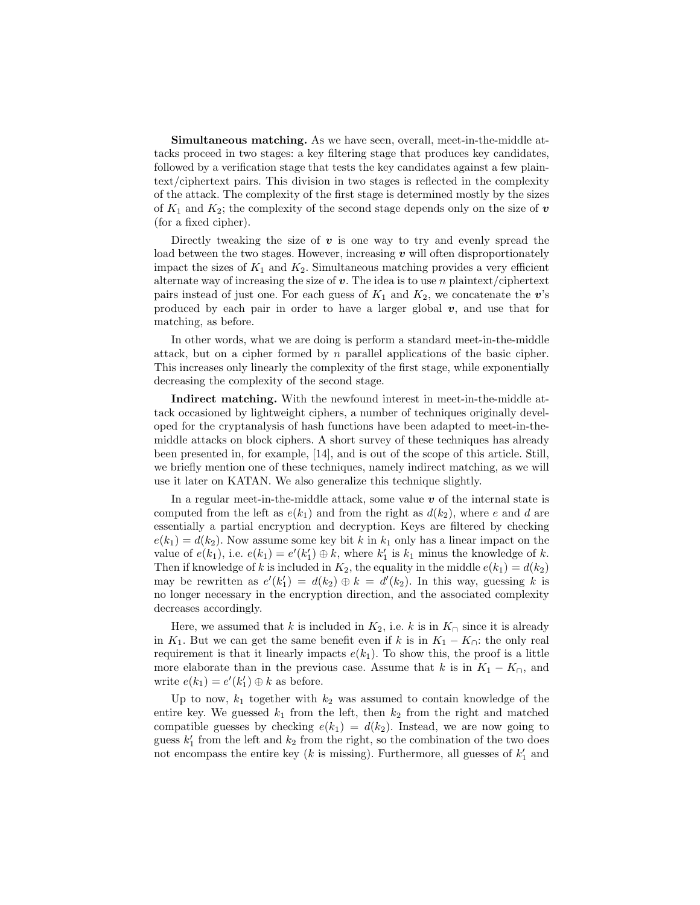**Simultaneous matching.** As we have seen, overall, meet-in-the-middle attacks proceed in two stages: a key filtering stage that produces key candidates, followed by a verification stage that tests the key candidates against a few plaintext/ciphertext pairs. This division in two stages is reflected in the complexity of the attack. The complexity of the first stage is determined mostly by the sizes of $K_1$ and $K_2$; the complexity of the second stage depends only on the size of $\boldsymbol{v}$ (for a fixed cipher).

Directly tweaking the size of $\boldsymbol{v}$ is one way to try and evenly spread the load between the two stages. However, increasing $\boldsymbol{v}$ will often disproportionately impact the sizes of $K_1$ and $K_2$. Simultaneous matching provides a very efficient alternate way of increasing the size of $\boldsymbol{v}$. The idea is to use $n$ plaintext/ciphertext pairs instead of just one. For each guess of $K_1$ and $K_2$, we concatenate the $\boldsymbol{v}$'s produced by each pair in order to have a larger global $\boldsymbol{v}$, and use that for matching, as before.

In other words, what we are doing is perform a standard meet-in-the-middle attack, but on a cipher formed by $n$ parallel applications of the basic cipher. This increases only linearly the complexity of the first stage, while exponentially decreasing the complexity of the second stage.

**Indirect matching.** With the newfound interest in meet-in-the-middle attack occasioned by lightweight ciphers, a number of techniques originally developed for the cryptanalysis of hash functions have been adapted to meet-in-the-middle attacks on block ciphers. A short survey of these techniques has already been presented in, for example, [14], and is out of the scope of this article. Still, we briefly mention one of these techniques, namely indirect matching, as we will use it later on KATAN. We also generalize this technique slightly.

In a regular meet-in-the-middle attack, some value $\boldsymbol{v}$ of the internal state is computed from the left as $e(k_1)$ and from the right as $d(k_2)$, where $e$ and $d$ are essentially a partial encryption and decryption. Keys are filtered by checking $e(k_1) = d(k_2)$. Now assume some key bit $k$ in $k_1$ only has a linear impact on the value of $e(k_1)$, i.e. $e(k_1) = e'(k_1') \oplus k$, where $k_1'$ is $k_1$ minus the knowledge of $k$. Then if knowledge of $k$ is included in $K_2$, the equality in the middle $e(k_1) = d(k_2)$ may be rewritten as $e'(k_1') = d(k_2) \oplus k = d'(k_2)$. In this way, guessing $k$ is no longer necessary in the encryption direction, and the associated complexity decreases accordingly.

Here, we assumed that $k$ is included in $K_2$, i.e. $k$ is in $K_\cap$ since it is already in $K_1$. But we can get the same benefit even if $k$ is in $K_1 - K_\cap$: the only real requirement is that it linearly impacts $e(k_1)$. To show this, the proof is a little more elaborate than in the previous case. Assume that $k$ is in $K_1 - K_\cap$, and write $e(k_1) = e'(k_1') \oplus k$ as before.

Up to now, $k_1$ together with $k_2$ was assumed to contain knowledge of the entire key. We guessed $k_1$ from the left, then $k_2$ from the right and matched compatible guesses by checking $e(k_1) = d(k_2)$. Instead, we are now going to guess $k_1'$ from the left and $k_2$ from the right, so the combination of the two does not encompass the entire key ($k$ is missing). Furthermore, all guesses of $k_1'$ and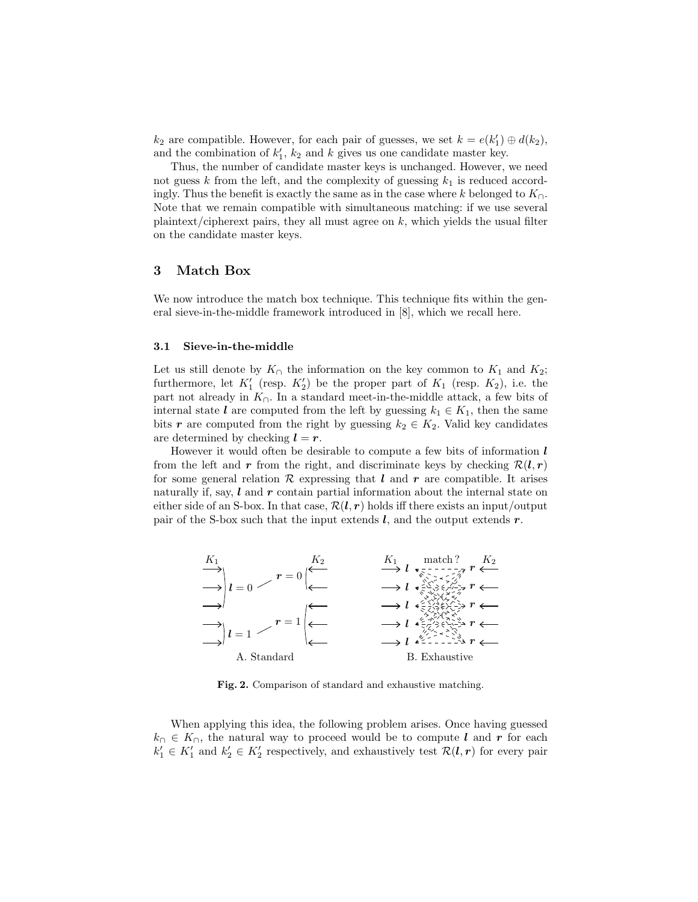$k_2$ are compatible. However, for each pair of guesses, we set $k = e(k'_1) \oplus d(k_2)$, and the combination of $k'_1$, $k_2$ and $k$ gives us one candidate master key.

Thus, the number of candidate master keys is unchanged. However, we need not guess $k$ from the left, and the complexity of guessing $k_1$ is reduced accordingly. Thus the benefit is exactly the same as in the case where $k$ belonged to $K_\cap$. Note that we remain compatible with simultaneous matching: if we use several plaintext/cipherext pairs, they all must agree on $k$, which yields the usual filter on the candidate master keys.

## 3 Match Box

We now introduce the match box technique. This technique fits within the general sieve-in-the-middle framework introduced in [8], which we recall here.

### 3.1 Sieve-in-the-middle

Let us still denote by $K_\cap$ the information on the key common to $K_1$ and $K_2$; furthermore, let $K'_1$ (resp. $K'_2$) be the proper part of $K_1$ (resp. $K_2$), i.e. the part not already in $K_\cap$. In a standard meet-in-the-middle attack, a few bits of internal state $\boldsymbol{l}$ are computed from the left by guessing $k_1 \in K_1$, then the same bits $\boldsymbol{r}$ are computed from the right by guessing $k_2 \in K_2$. Valid key candidates are determined by checking $\boldsymbol{l} = \boldsymbol{r}$.

However it would often be desirable to compute a few bits of information $\boldsymbol{l}$ from the left and $\boldsymbol{r}$ from the right, and discriminate keys by checking $\mathcal{R}(\boldsymbol{l}, \boldsymbol{r})$ for some general relation $\mathcal{R}$ expressing that $\boldsymbol{l}$ and $\boldsymbol{r}$ are compatible. It arises naturally if, say, $\boldsymbol{l}$ and $\boldsymbol{r}$ contain partial information about the internal state on either side of an S-box. In that case, $\mathcal{R}(\boldsymbol{l}, \boldsymbol{r})$ holds iff there exists an input/output pair of the S-box such that the input extends $\boldsymbol{l}$, and the output extends $\boldsymbol{r}$.

**Fig. 2.** Comparison of standard and exhaustive matching.

When applying this idea, the following problem arises. Once having guessed $k_\cap \in K_\cap$, the natural way to proceed would be to compute $\boldsymbol{l}$ and $\boldsymbol{r}$ for each $k'_1 \in K'_1$ and $k'_2 \in K'_2$ respectively, and exhaustively test $\mathcal{R}(\boldsymbol{l}, \boldsymbol{r})$ for every pair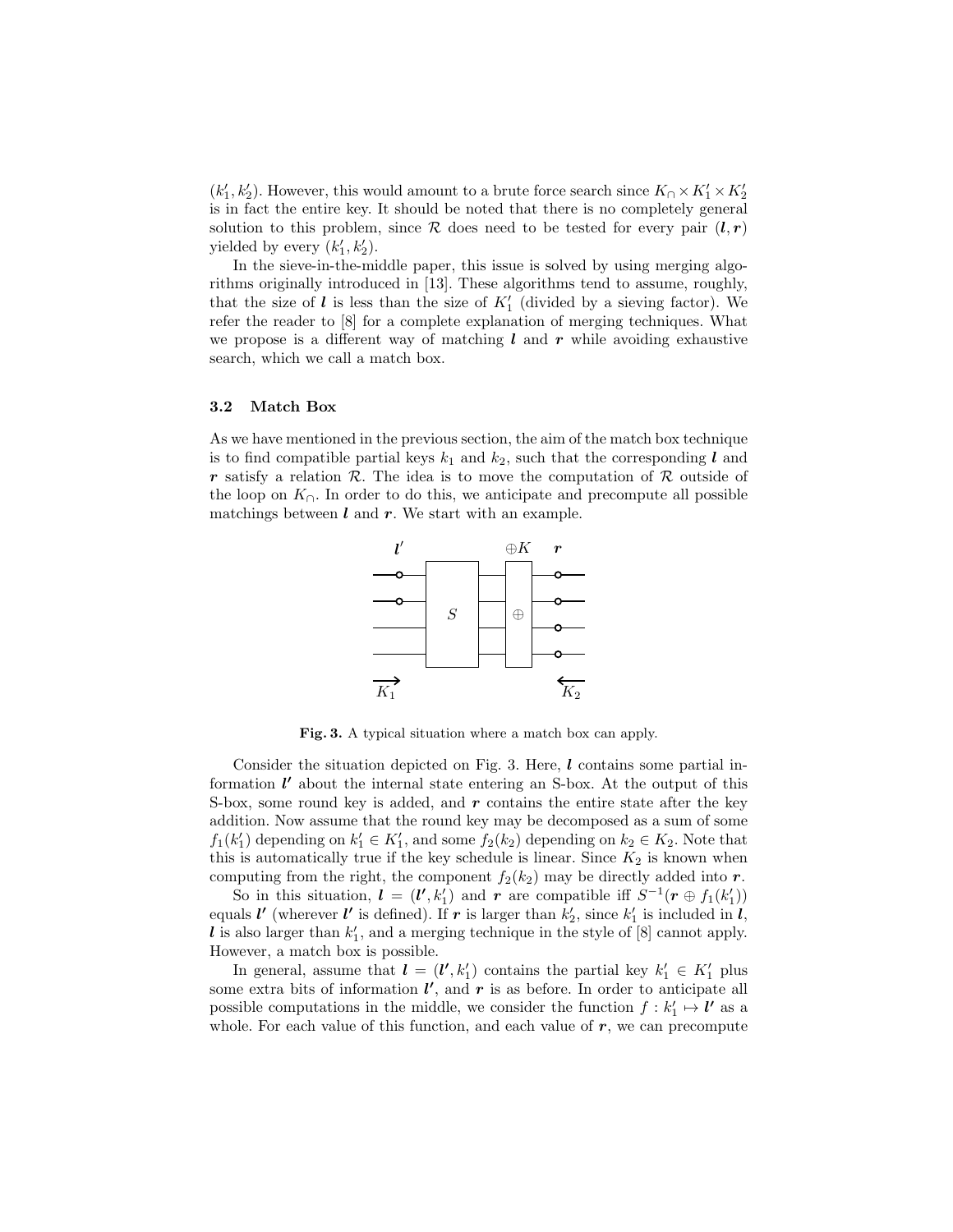$(k_1', k_2')$. However, this would amount to a brute force search since $K_\cap \times K_1' \times K_2'$ is in fact the entire key. It should be noted that there is no completely general solution to this problem, since $\mathcal{R}$ does need to be tested for every pair $(\boldsymbol{l}, \boldsymbol{r})$ yielded by every $(k_1', k_2')$.

In the sieve-in-the-middle paper, this issue is solved by using merging algorithms originally introduced in [13]. These algorithms tend to assume, roughly, that the size of $\boldsymbol{l}$ is less than the size of $K_1'$ (divided by a sieving factor). We refer the reader to [8] for a complete explanation of merging techniques. What we propose is a different way of matching $\boldsymbol{l}$ and $\boldsymbol{r}$ while avoiding exhaustive search, which we call a match box.

### 3.2 Match Box

As we have mentioned in the previous section, the aim of the match box technique is to find compatible partial keys $k_1$ and $k_2$, such that the corresponding $\boldsymbol{l}$ and $\boldsymbol{r}$ satisfy a relation $\mathcal{R}$. The idea is to move the computation of $\mathcal{R}$ outside of the loop on $K_\cap$. In order to do this, we anticipate and precompute all possible matchings between $\boldsymbol{l}$ and $\boldsymbol{r}$. We start with an example.

**Fig. 3.** A typical situation where a match box can apply.

Consider the situation depicted on Fig. 3. Here, $\boldsymbol{l}$ contains some partial information $\boldsymbol{l'}$ about the internal state entering an S-box. At the output of this S-box, some round key is added, and $\boldsymbol{r}$ contains the entire state after the key addition. Now assume that the round key may be decomposed as a sum of some $f_1(k_1')$ depending on $k_1' \in K_1'$, and some $f_2(k_2)$ depending on $k_2 \in K_2$. Note that this is automatically true if the key schedule is linear. Since $K_2$ is known when computing from the right, the component $f_2(k_2)$ may be directly added into $\boldsymbol{r}$.

So in this situation, $\boldsymbol{l} = (\boldsymbol{l'}, k_1')$ and $\boldsymbol{r}$ are compatible iff $S^{-1}(\boldsymbol{r} \oplus f_1(k_1'))$ equals $\boldsymbol{l'}$ (wherever $\boldsymbol{l'}$ is defined). If $\boldsymbol{r}$ is larger than $k_2'$, since $k_1'$ is included in $\boldsymbol{l}$, $\boldsymbol{l}$ is also larger than $k_1'$, and a merging technique in the style of [8] cannot apply. However, a match box is possible.

In general, assume that $\boldsymbol{l} = (\boldsymbol{l'}, k_1')$ contains the partial key $k_1' \in K_1'$ plus some extra bits of information $\boldsymbol{l'}$, and $\boldsymbol{r}$ is as before. In order to anticipate all possible computations in the middle, we consider the function $f : k_1' \mapsto \boldsymbol{l'}$ as a whole. For each value of this function, and each value of $\boldsymbol{r}$, we can precompute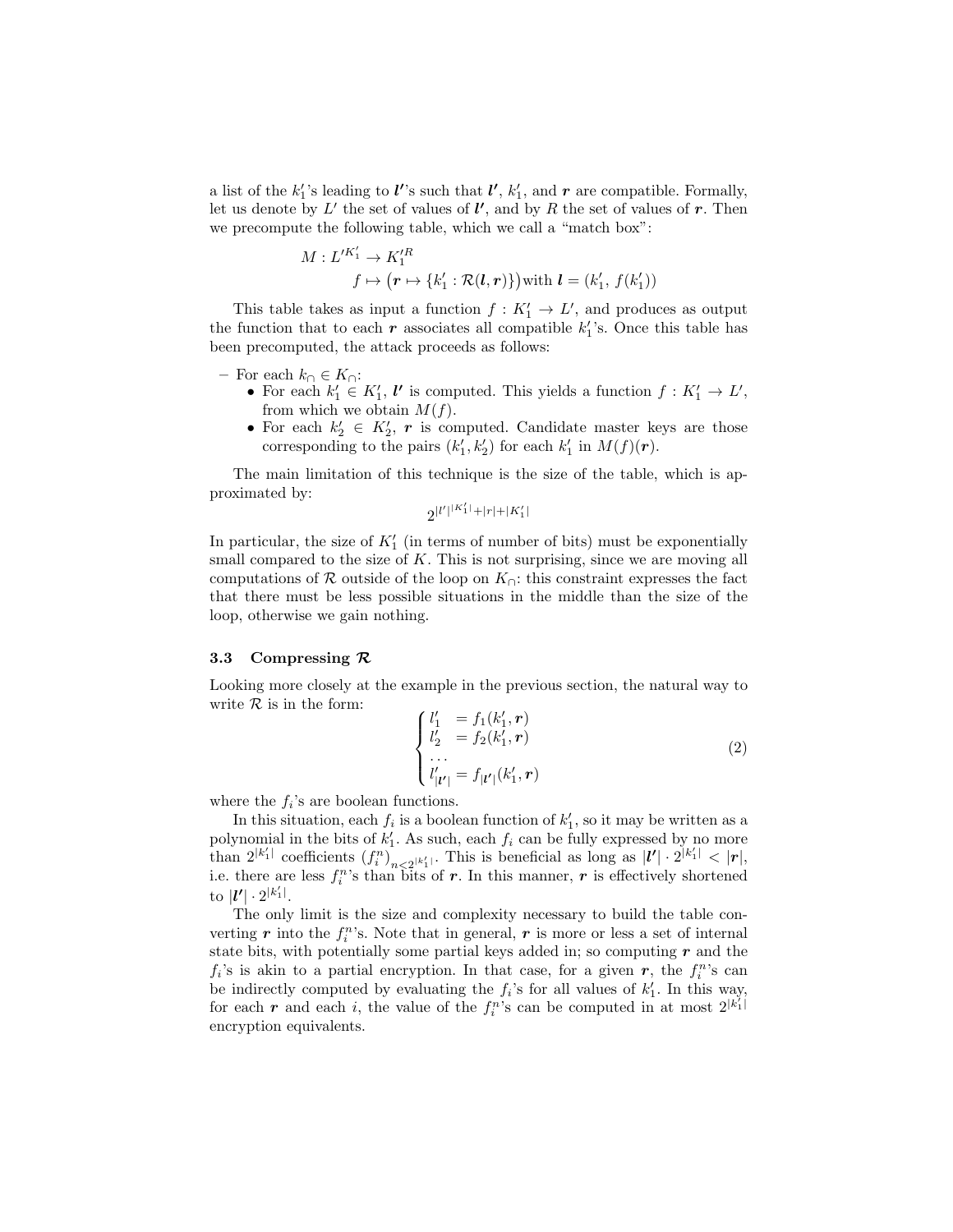a list of the $k'_1$'s leading to $\boldsymbol{l'}$'s such that $\boldsymbol{l'}$, $k'_1$, and $\boldsymbol{r}$ are compatible. Formally, let us denote by $L'$ the set of values of $\boldsymbol{l'}$, and by $R$ the set of values of $\boldsymbol{r}$. Then we precompute the following table, which we call a "match box":

$$M : {L'}^{K'_1} \to {K'_1}^{R}$$
$$f \mapsto \left(\boldsymbol{r} \mapsto \{k'_1 : \mathcal{R}(\boldsymbol{l}, \boldsymbol{r})\}\right) \text{with } \boldsymbol{l} = (k'_1,\ f(k'_1))$$

This table takes as input a function $f : K'_1 \to L'$, and produces as output the function that to each $\boldsymbol{r}$ associates all compatible $k'_1$'s. Once this table has been precomputed, the attack proceeds as follows:

- For each $k_\cap \in K_\cap$:
  - For each $k'_1 \in K'_1$, $\boldsymbol{l'}$ is computed. This yields a function $f : K'_1 \to L'$, from which we obtain $M(f)$.
  - For each $k'_2 \in K'_2$, $\boldsymbol{r}$ is computed. Candidate master keys are those corresponding to the pairs $(k'_1, k'_2)$ for each $k'_1$ in $M(f)(\boldsymbol{r})$.

The main limitation of this technique is the size of the table, which is approximated by:

$$2^{|l'|^{|K'_1|}+|r|+|K'_1|}$$

In particular, the size of $K'_1$ (in terms of number of bits) must be exponentially small compared to the size of $K$. This is not surprising, since we are moving all computations of $\mathcal{R}$ outside of the loop on $K_\cap$: this constraint expresses the fact that there must be less possible situations in the middle than the size of the loop, otherwise we gain nothing.

### 3.3 Compressing $\mathcal{R}$

Looking more closely at the example in the previous section, the natural way to write $\mathcal{R}$ is in the form:

$$\begin{cases} l'_1 &= f_1(k'_1, \boldsymbol{r}) \\ l'_2 &= f_2(k'_1, \boldsymbol{r}) \\ \dots \\ l'_{|\boldsymbol{l'}|} &= f_{|\boldsymbol{l'}|}(k'_1, \boldsymbol{r}) \end{cases} \tag{2}$$

where the $f_i$'s are boolean functions.

In this situation, each $f_i$ is a boolean function of $k'_1$, so it may be written as a polynomial in the bits of $k'_1$. As such, each $f_i$ can be fully expressed by no more than $2^{|k'_1|}$ coefficients $(f_i^n)_{n<2^{|k'_1|}}$. This is beneficial as long as $|\boldsymbol{l'}| \cdot 2^{|k'_1|} < |\boldsymbol{r}|$, i.e. there are less $f_i^n$'s than bits of $\boldsymbol{r}$. In this manner, $\boldsymbol{r}$ is effectively shortened to $|\boldsymbol{l'}| \cdot 2^{|k'_1|}$.

The only limit is the size and complexity necessary to build the table converting $\boldsymbol{r}$ into the $f_i^n$'s. Note that in general, $\boldsymbol{r}$ is more or less a set of internal state bits, with potentially some partial keys added in; so computing $\boldsymbol{r}$ and the $f_i$'s is akin to a partial encryption. In that case, for a given $\boldsymbol{r}$, the $f_i^n$'s can be indirectly computed by evaluating the $f_i$'s for all values of $k'_1$. In this way, for each $\boldsymbol{r}$ and each $i$, the value of the $f_i^n$'s can be computed in at most $2^{|k'_1|}$ encryption equivalents.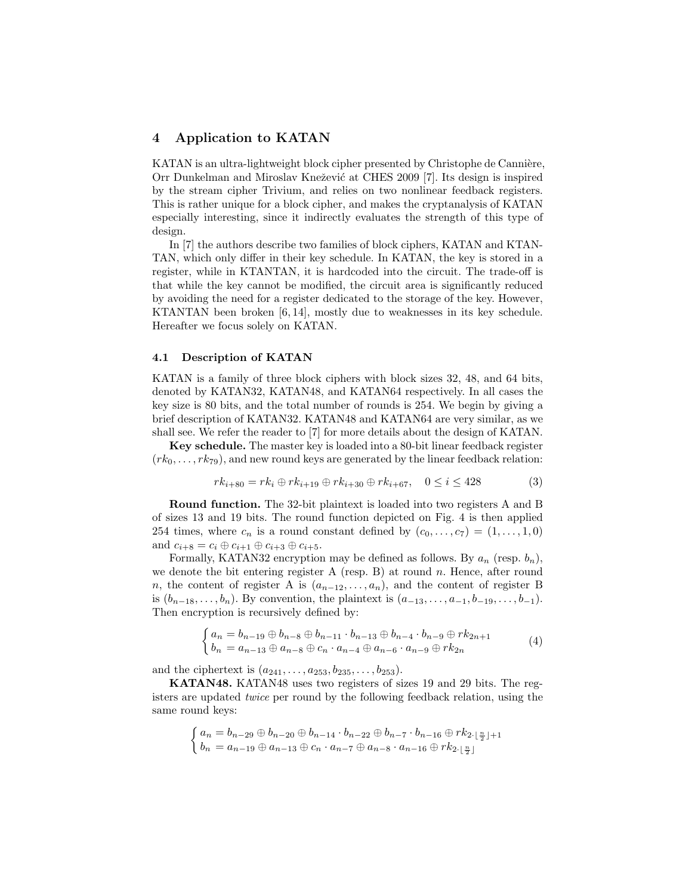## 4 Application to KATAN

KATAN is an ultra-lightweight block cipher presented by Christophe de Cannière, Orr Dunkelman and Miroslav Knežević at CHES 2009 [7]. Its design is inspired by the stream cipher Trivium, and relies on two nonlinear feedback registers. This is rather unique for a block cipher, and makes the cryptanalysis of KATAN especially interesting, since it indirectly evaluates the strength of this type of design.

In [7] the authors describe two families of block ciphers, KATAN and KTANTAN, which only differ in their key schedule. In KATAN, the key is stored in a register, while in KTANTAN, it is hardcoded into the circuit. The trade-off is that while the key cannot be modified, the circuit area is significantly reduced by avoiding the need for a register dedicated to the storage of the key. However, KTANTAN been broken [6, 14], mostly due to weaknesses in its key schedule. Hereafter we focus solely on KATAN.

### 4.1 Description of KATAN

KATAN is a family of three block ciphers with block sizes 32, 48, and 64 bits, denoted by KATAN32, KATAN48, and KATAN64 respectively. In all cases the key size is 80 bits, and the total number of rounds is 254. We begin by giving a brief description of KATAN32. KATAN48 and KATAN64 are very similar, as we shall see. We refer the reader to [7] for more details about the design of KATAN.

**Key schedule.** The master key is loaded into a 80-bit linear feedback register $(rk_0, \ldots, rk_{79})$, and new round keys are generated by the linear feedback relation:

$$rk_{i+80} = rk_i \oplus rk_{i+19} \oplus rk_{i+30} \oplus rk_{i+67}, \quad 0 \leq i \leq 428 \tag{3}$$

**Round function.** The 32-bit plaintext is loaded into two registers A and B of sizes 13 and 19 bits. The round function depicted on Fig. 4 is then applied 254 times, where $c_n$ is a round constant defined by $(c_0, \ldots, c_7) = (1, \ldots, 1, 0)$ and $c_{i+8} = c_i \oplus c_{i+1} \oplus c_{i+3} \oplus c_{i+5}$.

Formally, KATAN32 encryption may be defined as follows. By $a_n$ (resp. $b_n$), we denote the bit entering register A (resp. B) at round $n$. Hence, after round $n$, the content of register A is $(a_{n-12}, \ldots, a_n)$, and the content of register B is $(b_{n-18}, \ldots, b_n)$. By convention, the plaintext is $(a_{-13}, \ldots, a_{-1}, b_{-19}, \ldots, b_{-1})$. Then encryption is recursively defined by:

$$\begin{cases} a_n = b_{n-19} \oplus b_{n-8} \oplus b_{n-11} \cdot b_{n-13} \oplus b_{n-4} \cdot b_{n-9} \oplus rk_{2n+1} \\ b_n = a_{n-13} \oplus a_{n-8} \oplus c_n \cdot a_{n-4} \oplus a_{n-6} \cdot a_{n-9} \oplus rk_{2n} \end{cases} \tag{4}$$

and the ciphertext is $(a_{241}, \ldots, a_{253}, b_{235}, \ldots, b_{253})$.

**KATAN48.** KATAN48 uses two registers of sizes 19 and 29 bits. The registers are updated *twice* per round by the following feedback relation, using the same round keys:

$$\begin{cases} a_n = b_{n-29} \oplus b_{n-20} \oplus b_{n-14} \cdot b_{n-22} \oplus b_{n-7} \cdot b_{n-16} \oplus rk_{2 \cdot \lfloor \frac{n}{2} \rfloor + 1} \\ b_n = a_{n-19} \oplus a_{n-13} \oplus c_n \cdot a_{n-7} \oplus a_{n-8} \cdot a_{n-16} \oplus rk_{2 \cdot \lfloor \frac{n}{2} \rfloor} \end{cases}$$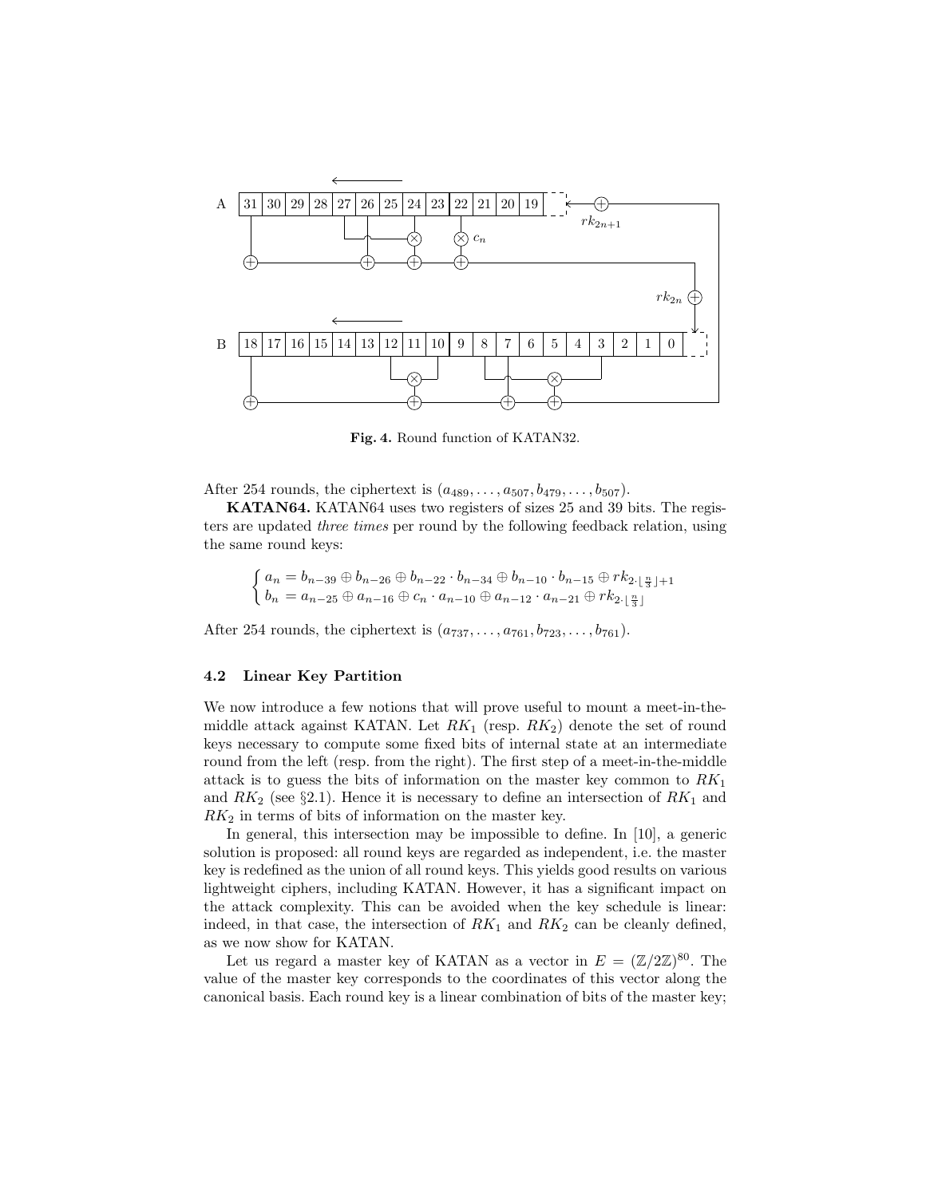**Fig. 4.** Round function of KATAN32.

After 254 rounds, the ciphertext is $(a_{489}, \ldots, a_{507}, b_{479}, \ldots, b_{507})$.

**KATAN64.** KATAN64 uses two registers of sizes 25 and 39 bits. The registers are updated *three times* per round by the following feedback relation, using the same round keys:

$$\begin{cases} a_n = b_{n-39} \oplus b_{n-26} \oplus b_{n-22} \cdot b_{n-34} \oplus b_{n-10} \cdot b_{n-15} \oplus rk_{2 \cdot \lfloor \frac{n}{3} \rfloor + 1} \\ b_n = a_{n-25} \oplus a_{n-16} \oplus c_n \cdot a_{n-10} \oplus a_{n-12} \cdot a_{n-21} \oplus rk_{2 \cdot \lfloor \frac{n}{3} \rfloor} \end{cases}$$

After 254 rounds, the ciphertext is $(a_{737}, \ldots, a_{761}, b_{723}, \ldots, b_{761})$.

### 4.2 Linear Key Partition

We now introduce a few notions that will prove useful to mount a meet-in-the-middle attack against KATAN. Let $RK_1$ (resp. $RK_2$) denote the set of round keys necessary to compute some fixed bits of internal state at an intermediate round from the left (resp. from the right). The first step of a meet-in-the-middle attack is to guess the bits of information on the master key common to $RK_1$ and $RK_2$ (see §2.1). Hence it is necessary to define an intersection of $RK_1$ and $RK_2$ in terms of bits of information on the master key.

In general, this intersection may be impossible to define. In [10], a generic solution is proposed: all round keys are regarded as independent, i.e. the master key is redefined as the union of all round keys. This yields good results on various lightweight ciphers, including KATAN. However, it has a significant impact on the attack complexity. This can be avoided when the key schedule is linear: indeed, in that case, the intersection of $RK_1$ and $RK_2$ can be cleanly defined, as we now show for KATAN.

Let us regard a master key of KATAN as a vector in $E = (\mathbb{Z}/2\mathbb{Z})^{80}$. The value of the master key corresponds to the coordinates of this vector along the canonical basis. Each round key is a linear combination of bits of the master key;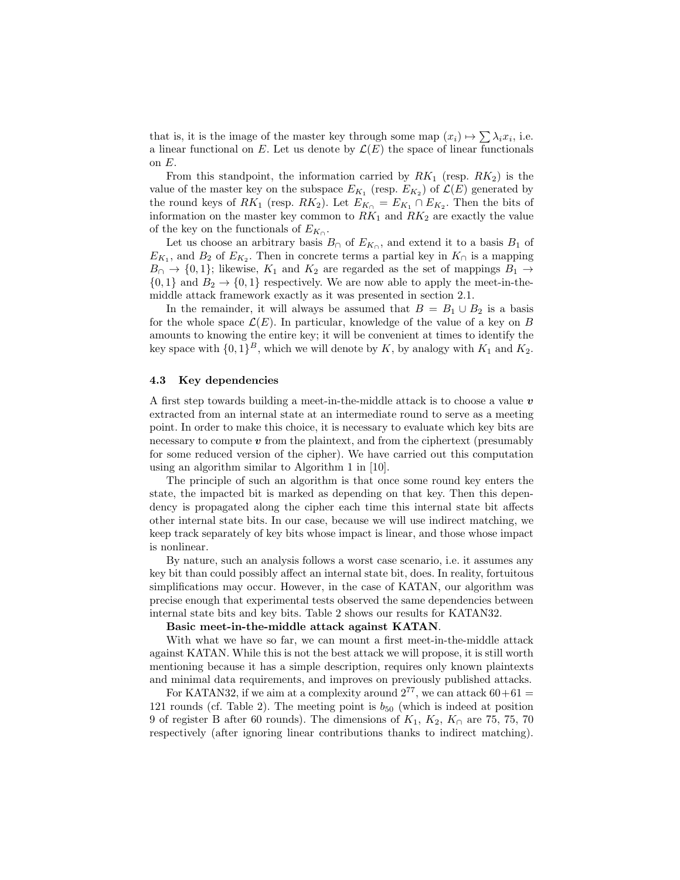that is, it is the image of the master key through some map $(x_i) \mapsto \sum \lambda_i x_i$, i.e. a linear functional on $E$. Let us denote by $\mathcal{L}(E)$ the space of linear functionals on $E$.

From this standpoint, the information carried by $RK_1$ (resp. $RK_2$) is the value of the master key on the subspace $E_{K_1}$ (resp. $E_{K_2}$) of $\mathcal{L}(E)$ generated by the round keys of $RK_1$ (resp. $RK_2$). Let $E_{K_\cap} = E_{K_1} \cap E_{K_2}$. Then the bits of information on the master key common to $RK_1$ and $RK_2$ are exactly the value of the key on the functionals of $E_{K_\cap}$.

Let us choose an arbitrary basis $B_\cap$ of $E_{K_\cap}$, and extend it to a basis $B_1$ of $E_{K_1}$, and $B_2$ of $E_{K_2}$. Then in concrete terms a partial key in $K_\cap$ is a mapping $B_\cap \to \{0,1\}$; likewise, $K_1$ and $K_2$ are regarded as the set of mappings $B_1 \to \{0,1\}$ and $B_2 \to \{0,1\}$ respectively. We are now able to apply the meet-in-the-middle attack framework exactly as it was presented in section 2.1.

In the remainder, it will always be assumed that $B = B_1 \cup B_2$ is a basis for the whole space $\mathcal{L}(E)$. In particular, knowledge of the value of a key on $B$ amounts to knowing the entire key; it will be convenient at times to identify the key space with $\{0,1\}^B$, which we will denote by $K$, by analogy with $K_1$ and $K_2$.

### 4.3 Key dependencies

A first step towards building a meet-in-the-middle attack is to choose a value $\boldsymbol{v}$ extracted from an internal state at an intermediate round to serve as a meeting point. In order to make this choice, it is necessary to evaluate which key bits are necessary to compute $\boldsymbol{v}$ from the plaintext, and from the ciphertext (presumably for some reduced version of the cipher). We have carried out this computation using an algorithm similar to Algorithm 1 in [10].

The principle of such an algorithm is that once some round key enters the state, the impacted bit is marked as depending on that key. Then this dependency is propagated along the cipher each time this internal state bit affects other internal state bits. In our case, because we will use indirect matching, we keep track separately of key bits whose impact is linear, and those whose impact is nonlinear.

By nature, such an analysis follows a worst case scenario, i.e. it assumes any key bit than could possibly affect an internal state bit, does. In reality, fortuitous simplifications may occur. However, in the case of KATAN, our algorithm was precise enough that experimental tests observed the same dependencies between internal state bits and key bits. Table 2 shows our results for KATAN32.

**Basic meet-in-the-middle attack against KATAN.**

With what we have so far, we can mount a first meet-in-the-middle attack against KATAN. While this is not the best attack we will propose, it is still worth mentioning because it has a simple description, requires only known plaintexts and minimal data requirements, and improves on previously published attacks.

For KATAN32, if we aim at a complexity around $2^{77}$, we can attack $60+61 = 121$ rounds (cf. Table 2). The meeting point is $b_{50}$ (which is indeed at position 9 of register B after 60 rounds). The dimensions of $K_1$, $K_2$, $K_\cap$ are 75, 75, 70 respectively (after ignoring linear contributions thanks to indirect matching).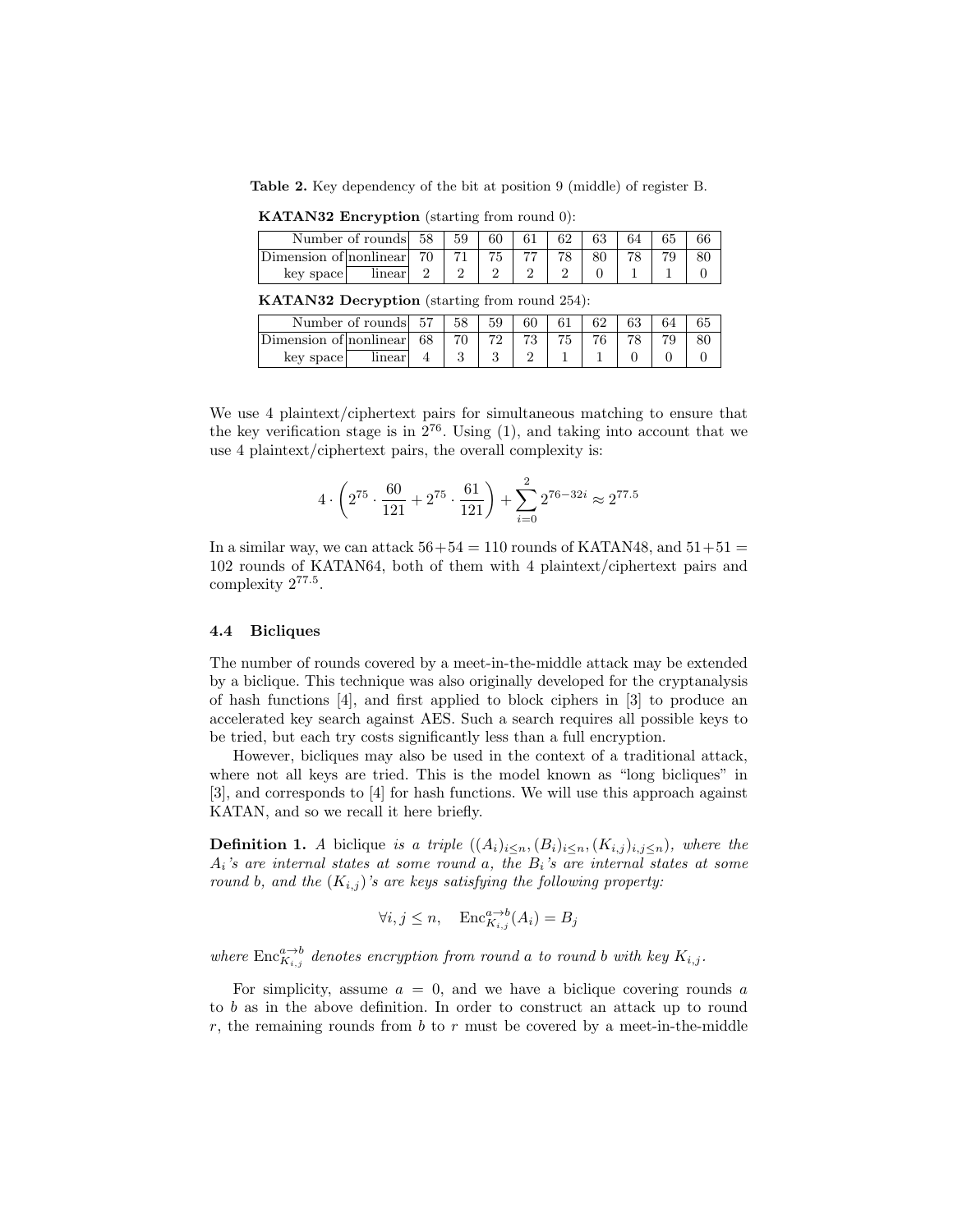**Table 2.** Key dependency of the bit at position 9 (middle) of register B.

**KATAN32 Encryption** (starting from round 0):

| Number of rounds | | 58 | 59 | 60 | 61 | 62 | 63 | 64 | 65 | 66 |
|---|---|---|---|---|---|---|---|---|---|---|
| Dimension of | nonlinear | 70 | 71 | 75 | 77 | 78 | 80 | 78 | 79 | 80 |
| key space | linear | 2 | 2 | 2 | 2 | 2 | 0 | 1 | 1 | 0 |

**KATAN32 Decryption** (starting from round 254):

| Number of rounds | | 57 | 58 | 59 | 60 | 61 | 62 | 63 | 64 | 65 |
|---|---|---|---|---|---|---|---|---|---|---|
| Dimension of | nonlinear | 68 | 70 | 72 | 73 | 75 | 76 | 78 | 79 | 80 |
| key space | linear | 4 | 3 | 3 | 2 | 1 | 1 | 0 | 0 | 0 |

We use 4 plaintext/ciphertext pairs for simultaneous matching to ensure that the key verification stage is in $2^{76}$. Using (1), and taking into account that we use 4 plaintext/ciphertext pairs, the overall complexity is:

$$4 \cdot \left( 2^{75} \cdot \frac{60}{121} + 2^{75} \cdot \frac{61}{121} \right) + \sum_{i=0}^{2} 2^{76-32i} \approx 2^{77.5}$$

In a similar way, we can attack $56+54 = 110$ rounds of KATAN48, and $51+51 = 102$ rounds of KATAN64, both of them with 4 plaintext/ciphertext pairs and complexity $2^{77.5}$.

### 4.4 Bicliques

The number of rounds covered by a meet-in-the-middle attack may be extended by a biclique. This technique was also originally developed for the cryptanalysis of hash functions [4], and first applied to block ciphers in [3] to produce an accelerated key search against AES. Such a search requires all possible keys to be tried, but each try costs significantly less than a full encryption.

However, bicliques may also be used in the context of a traditional attack, where not all keys are tried. This is the model known as "long bicliques" in [3], and corresponds to [4] for hash functions. We will use this approach against KATAN, and so we recall it here briefly.

**Definition 1.** *A* biclique *is a triple* $((A_i)_{i \le n}, (B_i)_{i \le n}, (K_{i,j})_{i,j \le n})$*, where the* $A_i$*'s are internal states at some round* $a$*, the* $B_i$*'s are internal states at some round* $b$*, and the* $(K_{i,j})$*'s are keys satisfying the following property:*

$$\forall i, j \le n, \quad \mathrm{Enc}_{K_{i,j}}^{a \to b}(A_i) = B_j$$

*where* $\mathrm{Enc}_{K_{i,j}}^{a \to b}$ *denotes encryption from round* $a$ *to round* $b$ *with key* $K_{i,j}$*.*

For simplicity, assume $a = 0$, and we have a biclique covering rounds $a$ to $b$ as in the above definition. In order to construct an attack up to round $r$, the remaining rounds from $b$ to $r$ must be covered by a meet-in-the-middle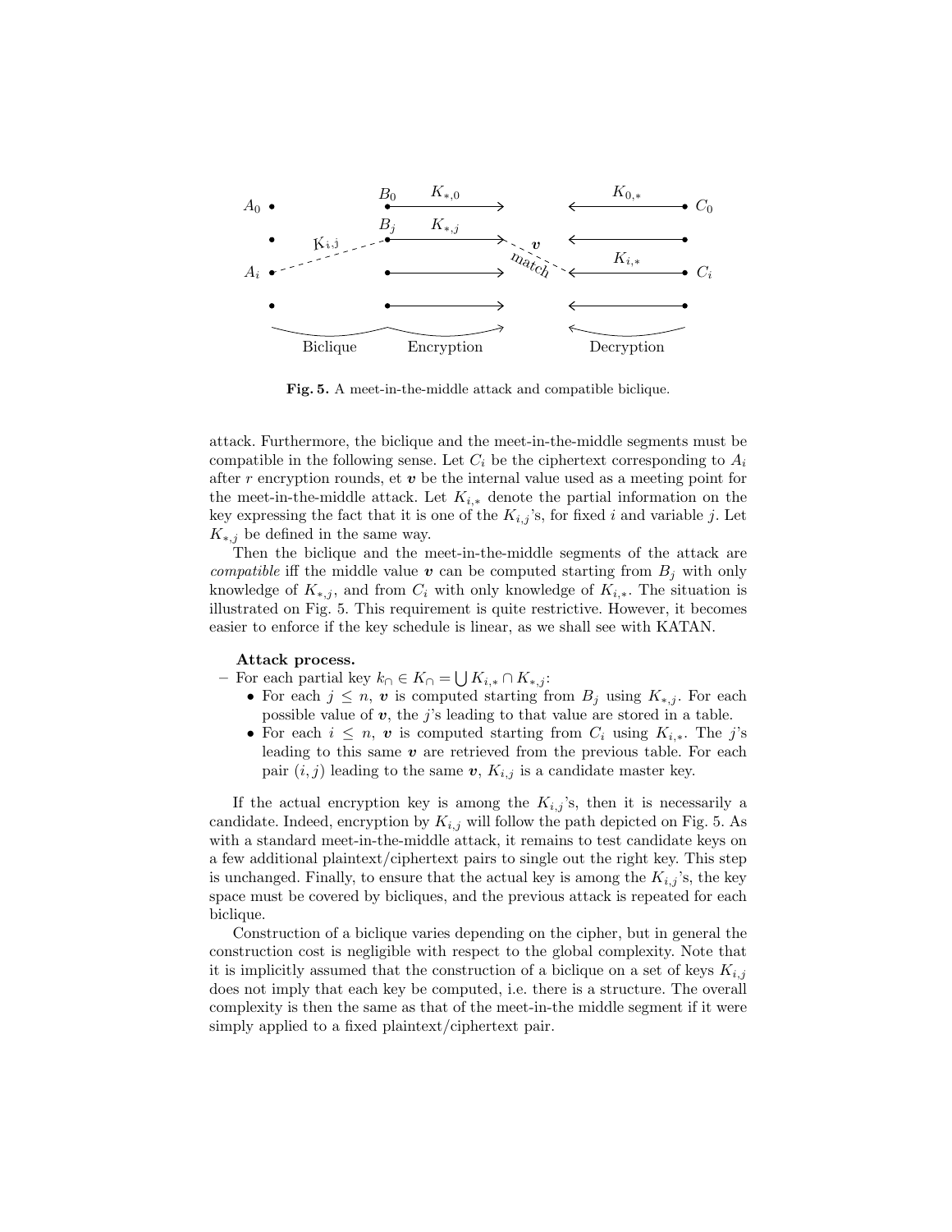**Fig. 5.** A meet-in-the-middle attack and compatible biclique.

attack. Furthermore, the biclique and the meet-in-the-middle segments must be compatible in the following sense. Let $C_i$ be the ciphertext corresponding to $A_i$ after $r$ encryption rounds, et $\boldsymbol{v}$ be the internal value used as a meeting point for the meet-in-the-middle attack. Let $K_{i,*}$ denote the partial information on the key expressing the fact that it is one of the $K_{i,j}$'s, for fixed $i$ and variable $j$. Let $K_{*,j}$ be defined in the same way.

Then the biclique and the meet-in-the-middle segments of the attack are *compatible* iff the middle value $\boldsymbol{v}$ can be computed starting from $B_j$ with only knowledge of $K_{*,j}$, and from $C_i$ with only knowledge of $K_{i,*}$. The situation is illustrated on Fig. 5. This requirement is quite restrictive. However, it becomes easier to enforce if the key schedule is linear, as we shall see with KATAN.

**Attack process.**

- For each partial key $k_\cap \in K_\cap = \bigcup K_{i,*} \cap K_{*,j}$:
  - For each $j \leq n$, $\boldsymbol{v}$ is computed starting from $B_j$ using $K_{*,j}$. For each possible value of $\boldsymbol{v}$, the $j$'s leading to that value are stored in a table.
  - For each $i \leq n$, $\boldsymbol{v}$ is computed starting from $C_i$ using $K_{i,*}$. The $j$'s leading to this same $\boldsymbol{v}$ are retrieved from the previous table. For each pair $(i,j)$ leading to the same $\boldsymbol{v}$, $K_{i,j}$ is a candidate master key.

If the actual encryption key is among the $K_{i,j}$'s, then it is necessarily a candidate. Indeed, encryption by $K_{i,j}$ will follow the path depicted on Fig. 5. As with a standard meet-in-the-middle attack, it remains to test candidate keys on a few additional plaintext/ciphertext pairs to single out the right key. This step is unchanged. Finally, to ensure that the actual key is among the $K_{i,j}$'s, the key space must be covered by bicliques, and the previous attack is repeated for each biclique.

Construction of a biclique varies depending on the cipher, but in general the construction cost is negligible with respect to the global complexity. Note that it is implicitly assumed that the construction of a biclique on a set of keys $K_{i,j}$ does not imply that each key be computed, i.e. there is a structure. The overall complexity is then the same as that of the meet-in-the middle segment if it were simply applied to a fixed plaintext/ciphertext pair.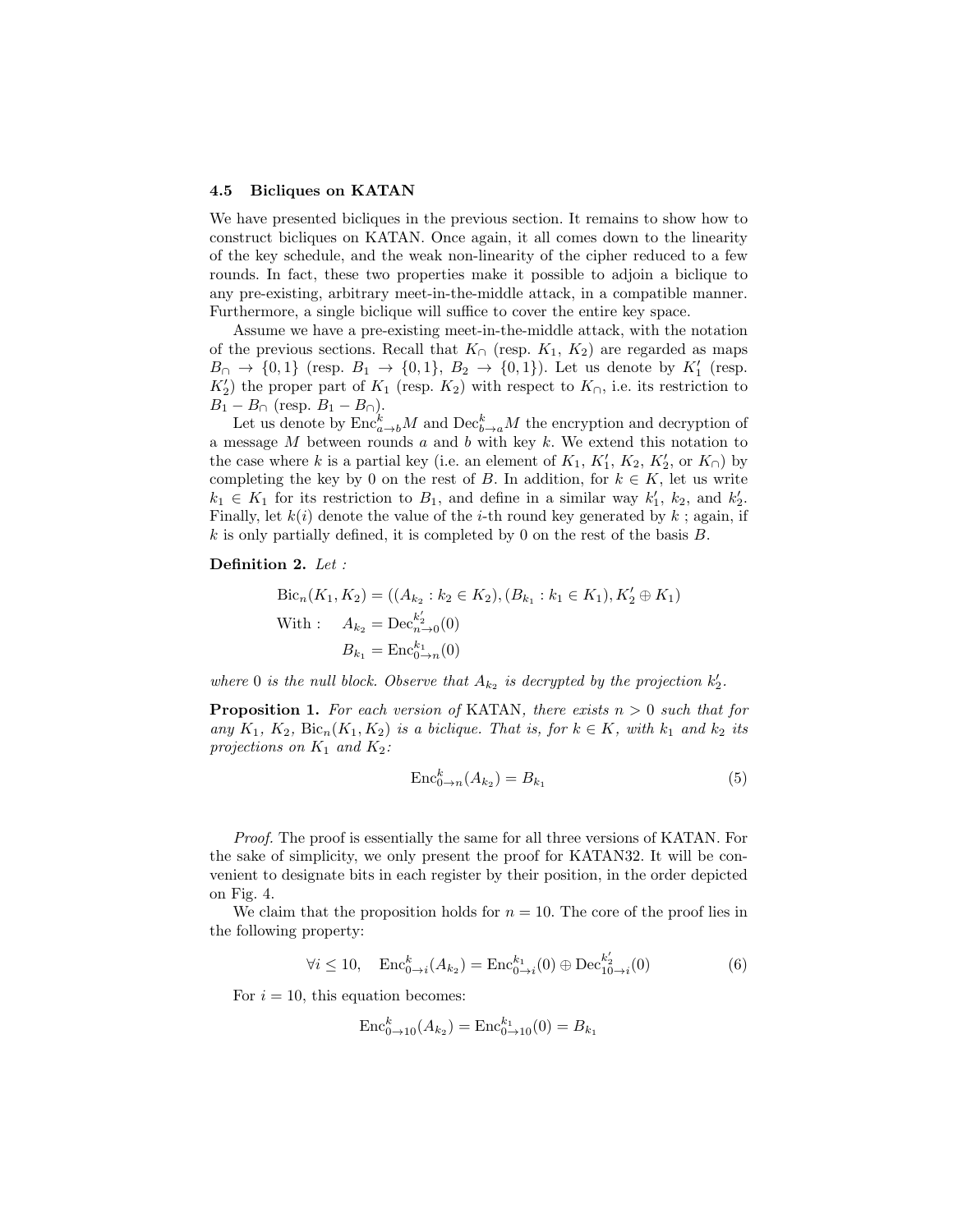### 4.5 Bicliques on KATAN

We have presented bicliques in the previous section. It remains to show how to construct bicliques on KATAN. Once again, it all comes down to the linearity of the key schedule, and the weak non-linearity of the cipher reduced to a few rounds. In fact, these two properties make it possible to adjoin a biclique to any pre-existing, arbitrary meet-in-the-middle attack, in a compatible manner. Furthermore, a single biclique will suffice to cover the entire key space.

Assume we have a pre-existing meet-in-the-middle attack, with the notation of the previous sections. Recall that $K_\cap$ (resp. $K_1$, $K_2$) are regarded as maps $B_\cap \to \{0,1\}$ (resp. $B_1 \to \{0,1\}$, $B_2 \to \{0,1\}$). Let us denote by $K_1'$ (resp. $K_2'$) the proper part of $K_1$ (resp. $K_2$) with respect to $K_\cap$, i.e. its restriction to $B_1 - B_\cap$ (resp. $B_1 - B_\cap$).

Let us denote by $\mathrm{Enc}^k_{a\to b}M$ and $\mathrm{Dec}^k_{b\to a}M$ the encryption and decryption of a message $M$ between rounds $a$ and $b$ with key $k$. We extend this notation to the case where $k$ is a partial key (i.e. an element of $K_1$, $K_1'$, $K_2$, $K_2'$, or $K_\cap$) by completing the key by 0 on the rest of $B$. In addition, for $k \in K$, let us write $k_1 \in K_1$ for its restriction to $B_1$, and define in a similar way $k_1'$, $k_2$, and $k_2'$. Finally, let $k(i)$ denote the value of the $i$-th round key generated by $k$ ; again, if $k$ is only partially defined, it is completed by 0 on the rest of the basis $B$.

**Definition 2.** *Let :*

$$\mathrm{Bic}_n(K_1, K_2) = ((A_{k_2} : k_2 \in K_2), (B_{k_1} : k_1 \in K_1), K_2' \oplus K_1)$$

$$\text{With :} \quad A_{k_2} = \mathrm{Dec}^{k_2'}_{n\to 0}(0)$$

$$B_{k_1} = \mathrm{Enc}^{k_1}_{0\to n}(0)$$

*where 0 is the null block. Observe that $A_{k_2}$ is decrypted by the projection $k_2'$.*

**Proposition 1.** *For each version of* KATAN*, there exists $n > 0$ such that for any $K_1$, $K_2$, $\mathrm{Bic}_n(K_1, K_2)$ is a biclique. That is, for $k \in K$, with $k_1$ and $k_2$ its projections on $K_1$ and $K_2$:*

$$\mathrm{Enc}^k_{0\to n}(A_{k_2}) = B_{k_1} \tag{5}$$

*Proof.* The proof is essentially the same for all three versions of KATAN. For the sake of simplicity, we only present the proof for KATAN32. It will be convenient to designate bits in each register by their position, in the order depicted on Fig. 4.

We claim that the proposition holds for $n = 10$. The core of the proof lies in the following property:

$$\forall i \le 10, \quad \mathrm{Enc}^k_{0\to i}(A_{k_2}) = \mathrm{Enc}^{k_1}_{0\to i}(0) \oplus \mathrm{Dec}^{k_2'}_{10\to i}(0) \tag{6}$$

For $i = 10$, this equation becomes:

$$\mathrm{Enc}^k_{0\to 10}(A_{k_2}) = \mathrm{Enc}^{k_1}_{0\to 10}(0) = B_{k_1}$$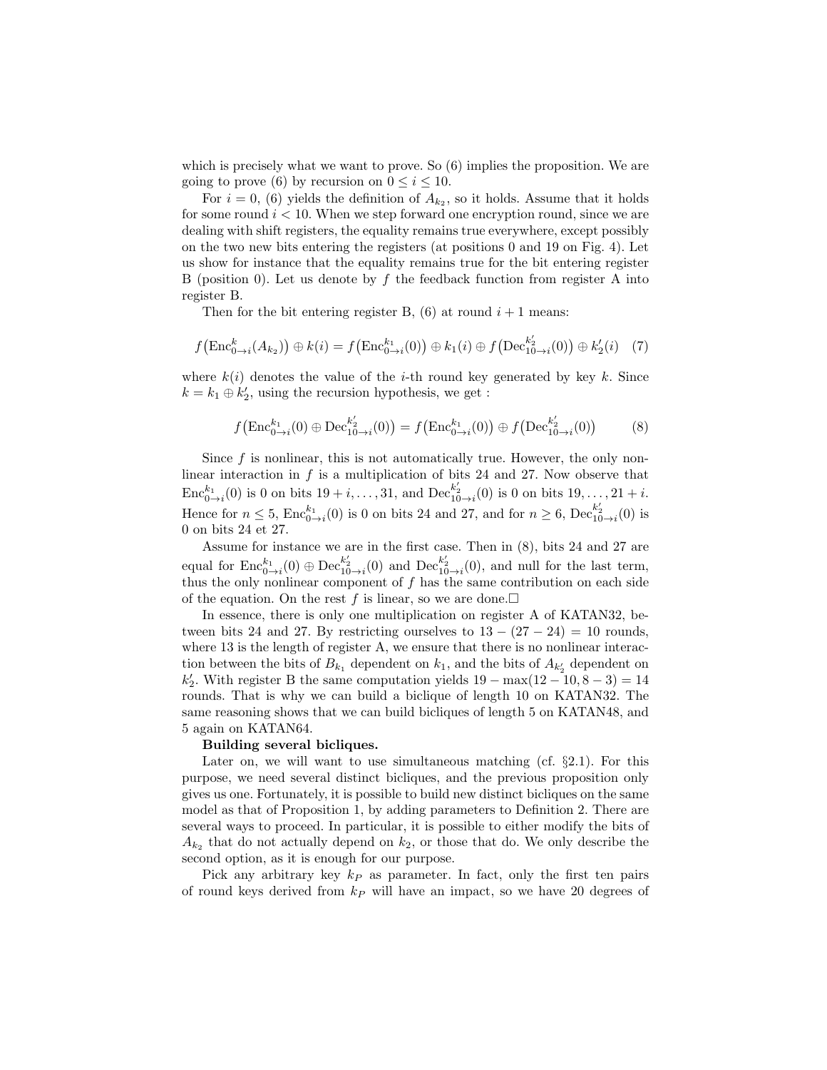which is precisely what we want to prove. So (6) implies the proposition. We are going to prove (6) by recursion on $0 \le i \le 10$.

For $i = 0$, (6) yields the definition of $A_{k_2}$, so it holds. Assume that it holds for some round $i < 10$. When we step forward one encryption round, since we are dealing with shift registers, the equality remains true everywhere, except possibly on the two new bits entering the registers (at positions 0 and 19 on Fig. 4). Let us show for instance that the equality remains true for the bit entering register B (position 0). Let us denote by $f$ the feedback function from register A into register B.

Then for the bit entering register B, (6) at round $i+1$ means:

$$f\big(\mathrm{Enc}^{k}_{0\to i}(A_{k_2})\big) \oplus k(i) = f\big(\mathrm{Enc}^{k_1}_{0\to i}(0)\big) \oplus k_1(i) \oplus f\big(\mathrm{Dec}^{k_2'}_{10\to i}(0)\big) \oplus k_2'(i) \quad (7)$$

where $k(i)$ denotes the value of the $i$-th round key generated by key $k$. Since $k = k_1 \oplus k_2'$, using the recursion hypothesis, we get :

$$f\big(\mathrm{Enc}^{k_1}_{0\to i}(0) \oplus \mathrm{Dec}^{k_2'}_{10\to i}(0)\big) = f\big(\mathrm{Enc}^{k_1}_{0\to i}(0)\big) \oplus f\big(\mathrm{Dec}^{k_2'}_{10\to i}(0)\big) \quad (8)$$

Since $f$ is nonlinear, this is not automatically true. However, the only nonlinear interaction in $f$ is a multiplication of bits 24 and 27. Now observe that $\mathrm{Enc}^{k_1}_{0\to i}(0)$ is 0 on bits $19+i, \ldots, 31$, and $\mathrm{Dec}^{k_2'}_{10\to i}(0)$ is 0 on bits $19, \ldots, 21+i$. Hence for $n \le 5$, $\mathrm{Enc}^{k_1}_{0\to i}(0)$ is 0 on bits 24 and 27, and for $n \ge 6$, $\mathrm{Dec}^{k_2'}_{10\to i}(0)$ is 0 on bits 24 et 27.

Assume for instance we are in the first case. Then in (8), bits 24 and 27 are equal for $\mathrm{Enc}^{k_1}_{0\to i}(0) \oplus \mathrm{Dec}^{k_2'}_{10\to i}(0)$ and $\mathrm{Dec}^{k_2'}_{10\to i}(0)$, and null for the last term, thus the only nonlinear component of $f$ has the same contribution on each side of the equation. On the rest $f$ is linear, so we are done.□

In essence, there is only one multiplication on register A of KATAN32, between bits 24 and 27. By restricting ourselves to $13 - (27 - 24) = 10$ rounds, where 13 is the length of register A, we ensure that there is no nonlinear interaction between the bits of $B_{k_1}$ dependent on $k_1$, and the bits of $A_{k_2'}$ dependent on $k_2'$. With register B the same computation yields $19 - \max(12 - 10, 8 - 3) = 14$ rounds. That is why we can build a biclique of length 10 on KATAN32. The same reasoning shows that we can build bicliques of length 5 on KATAN48, and 5 again on KATAN64.

**Building several bicliques.**

Later on, we will want to use simultaneous matching (cf. §2.1). For this purpose, we need several distinct bicliques, and the previous proposition only gives us one. Fortunately, it is possible to build new distinct bicliques on the same model as that of Proposition 1, by adding parameters to Definition 2. There are several ways to proceed. In particular, it is possible to either modify the bits of $A_{k_2}$ that do not actually depend on $k_2$, or those that do. We only describe the second option, as it is enough for our purpose.

Pick any arbitrary key $k_P$ as parameter. In fact, only the first ten pairs of round keys derived from $k_P$ will have an impact, so we have 20 degrees of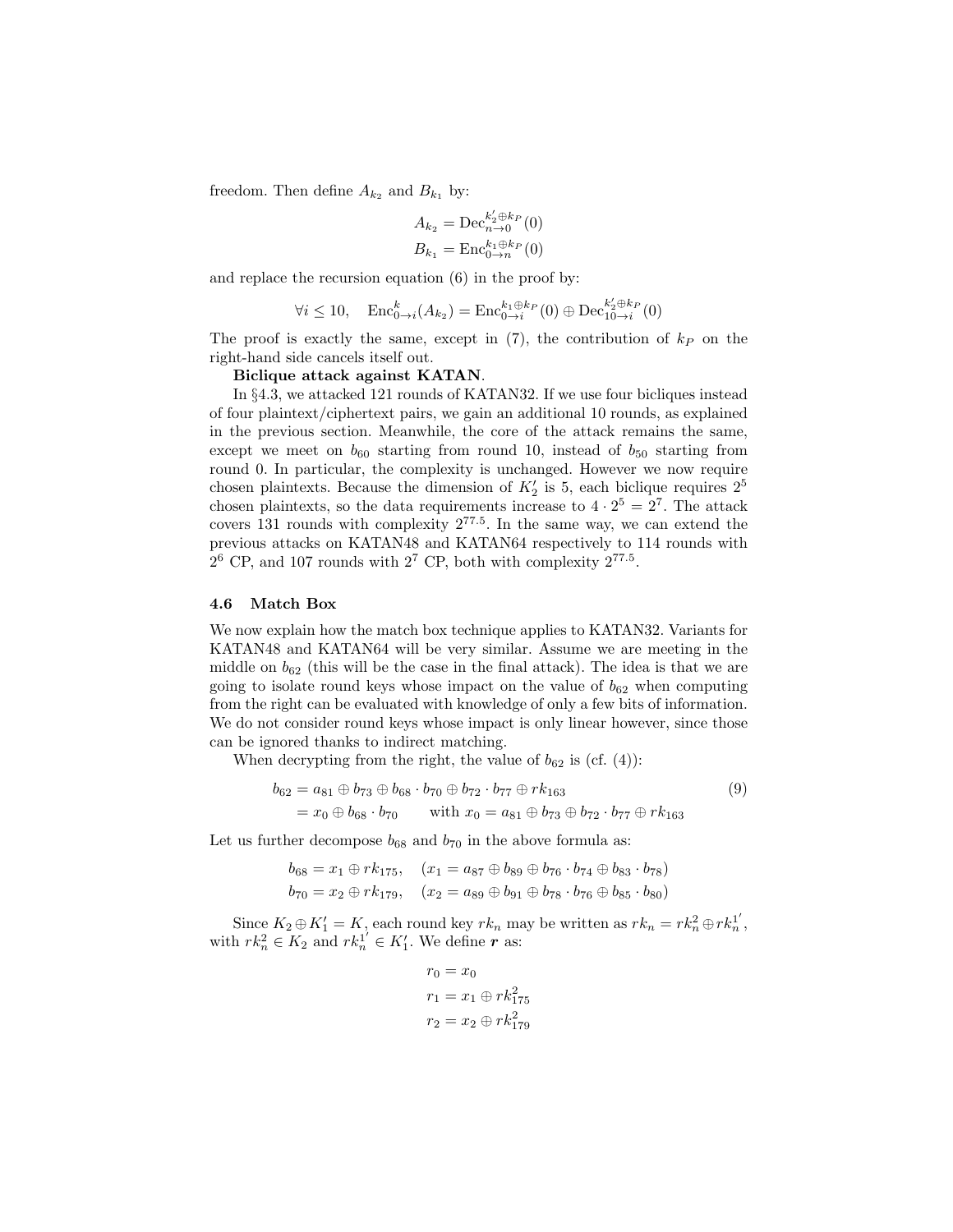freedom. Then define $A_{k_2}$ and $B_{k_1}$ by:

$$A_{k_2} = \mathrm{Dec}^{k'_2 \oplus k_P}_{n \to 0}(0)$$
$$B_{k_1} = \mathrm{Enc}^{k_1 \oplus k_P}_{0 \to n}(0)$$

and replace the recursion equation (6) in the proof by:

$$\forall i \leq 10, \quad \mathrm{Enc}^{k}_{0 \to i}(A_{k_2}) = \mathrm{Enc}^{k_1 \oplus k_P}_{0 \to i}(0) \oplus \mathrm{Dec}^{k'_2 \oplus k_P}_{10 \to i}(0)$$

The proof is exactly the same, except in (7), the contribution of $k_P$ on the right-hand side cancels itself out.

**Biclique attack against KATAN**.

In §4.3, we attacked 121 rounds of KATAN32. If we use four bicliques instead of four plaintext/ciphertext pairs, we gain an additional 10 rounds, as explained in the previous section. Meanwhile, the core of the attack remains the same, except we meet on $b_{60}$ starting from round 10, instead of $b_{50}$ starting from round 0. In particular, the complexity is unchanged. However we now require chosen plaintexts. Because the dimension of $K'_2$ is 5, each biclique requires $2^5$ chosen plaintexts, so the data requirements increase to $4 \cdot 2^5 = 2^7$. The attack covers 131 rounds with complexity $2^{77.5}$. In the same way, we can extend the previous attacks on KATAN48 and KATAN64 respectively to 114 rounds with $2^6$ CP, and 107 rounds with $2^7$ CP, both with complexity $2^{77.5}$.

### 4.6 Match Box

We now explain how the match box technique applies to KATAN32. Variants for KATAN48 and KATAN64 will be very similar. Assume we are meeting in the middle on $b_{62}$ (this will be the case in the final attack). The idea is that we are going to isolate round keys whose impact on the value of $b_{62}$ when computing from the right can be evaluated with knowledge of only a few bits of information. We do not consider round keys whose impact is only linear however, since those can be ignored thanks to indirect matching.

When decrypting from the right, the value of $b_{62}$ is (cf. (4)):

$$\begin{aligned} b_{62} &= a_{81} \oplus b_{73} \oplus b_{68} \cdot b_{70} \oplus b_{72} \cdot b_{77} \oplus rk_{163} \\ &= x_0 \oplus b_{68} \cdot b_{70} \qquad \text{with } x_0 = a_{81} \oplus b_{73} \oplus b_{72} \cdot b_{77} \oplus rk_{163} \end{aligned} \tag{9}$$

Let us further decompose $b_{68}$ and $b_{70}$ in the above formula as:

$$b_{68} = x_1 \oplus rk_{175}, \quad (x_1 = a_{87} \oplus b_{89} \oplus b_{76} \cdot b_{74} \oplus b_{83} \cdot b_{78})$$
$$b_{70} = x_2 \oplus rk_{179}, \quad (x_2 = a_{89} \oplus b_{91} \oplus b_{78} \cdot b_{76} \oplus b_{85} \cdot b_{80})$$

Since $K_2 \oplus K'_1 = K$, each round key $rk_n$ may be written as $rk_n = rk^2_n \oplus rk^{1'}_n$, with $rk^2_n \in K_2$ and $rk^{1'}_n \in K'_1$. We define $\boldsymbol{r}$ as:

$$r_0 = x_0$$
$$r_1 = x_1 \oplus rk^2_{175}$$
$$r_2 = x_2 \oplus rk^2_{179}$$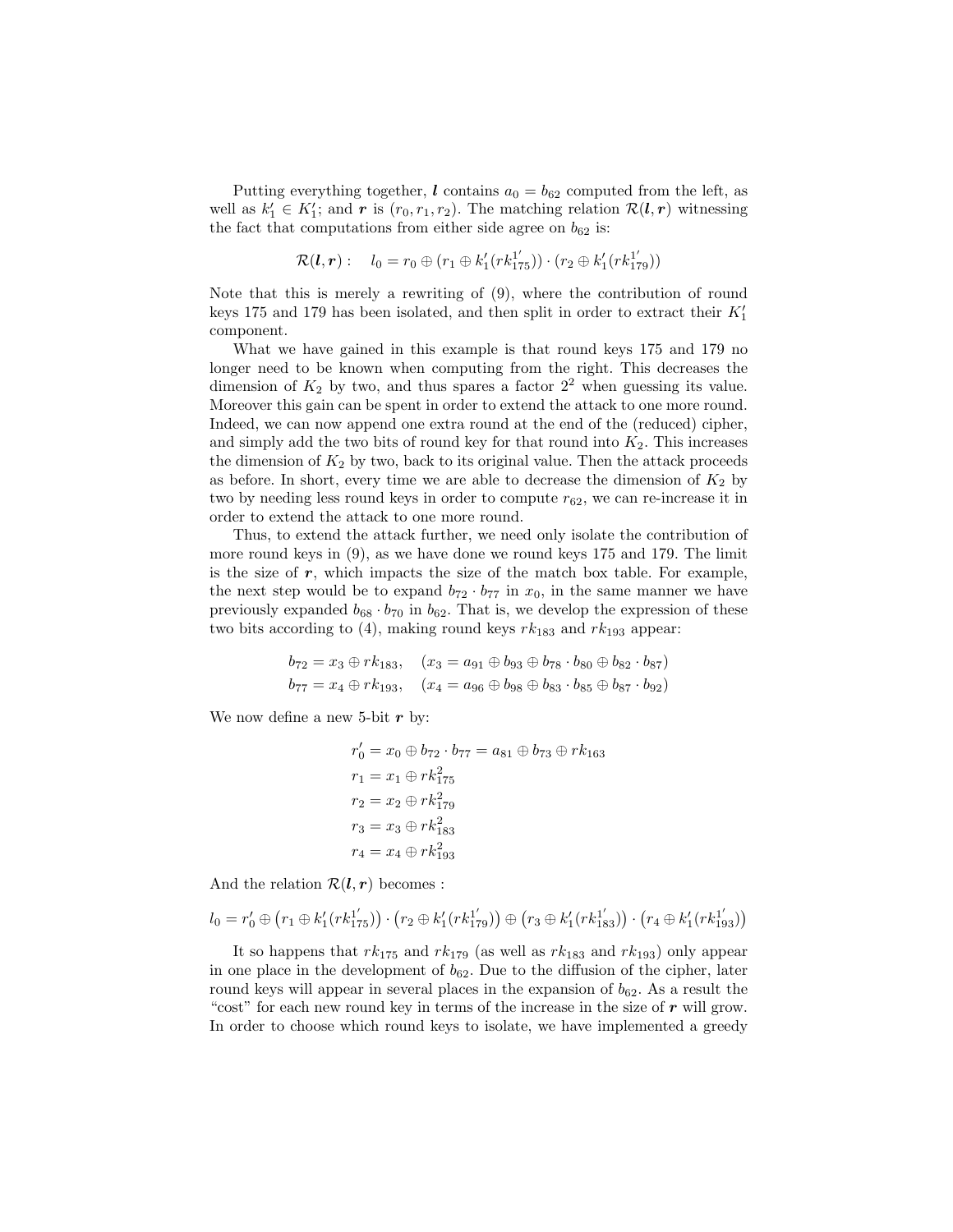Putting everything together, $\boldsymbol{l}$ contains $a_0 = b_{62}$ computed from the left, as well as $k'_1 \in K'_1$; and $\boldsymbol{r}$ is $(r_0, r_1, r_2)$. The matching relation $\mathcal{R}(\boldsymbol{l}, \boldsymbol{r})$ witnessing the fact that computations from either side agree on $b_{62}$ is:

$$\mathcal{R}(\boldsymbol{l}, \boldsymbol{r}) : \quad l_0 = r_0 \oplus (r_1 \oplus k'_1(rk^{1'}_{175})) \cdot (r_2 \oplus k'_1(rk^{1'}_{179}))$$

Note that this is merely a rewriting of (9), where the contribution of round keys 175 and 179 has been isolated, and then split in order to extract their $K'_1$ component.

What we have gained in this example is that round keys 175 and 179 no longer need to be known when computing from the right. This decreases the dimension of $K_2$ by two, and thus spares a factor $2^2$ when guessing its value. Moreover this gain can be spent in order to extend the attack to one more round. Indeed, we can now append one extra round at the end of the (reduced) cipher, and simply add the two bits of round key for that round into $K_2$. This increases the dimension of $K_2$ by two, back to its original value. Then the attack proceeds as before. In short, every time we are able to decrease the dimension of $K_2$ by two by needing less round keys in order to compute $r_{62}$, we can re-increase it in order to extend the attack to one more round.

Thus, to extend the attack further, we need only isolate the contribution of more round keys in (9), as we have done we round keys 175 and 179. The limit is the size of $\boldsymbol{r}$, which impacts the size of the match box table. For example, the next step would be to expand $b_{72} \cdot b_{77}$ in $x_0$, in the same manner we have previously expanded $b_{68} \cdot b_{70}$ in $b_{62}$. That is, we develop the expression of these two bits according to (4), making round keys $rk_{183}$ and $rk_{193}$ appear:

$$b_{72} = x_3 \oplus rk_{183}, \quad (x_3 = a_{91} \oplus b_{93} \oplus b_{78} \cdot b_{80} \oplus b_{82} \cdot b_{87})$$
$$b_{77} = x_4 \oplus rk_{193}, \quad (x_4 = a_{96} \oplus b_{98} \oplus b_{83} \cdot b_{85} \oplus b_{87} \cdot b_{92})$$

We now define a new 5-bit $\boldsymbol{r}$ by:

$$\begin{aligned}
r'_0 &= x_0 \oplus b_{72} \cdot b_{77} = a_{81} \oplus b_{73} \oplus rk_{163} \\
r_1 &= x_1 \oplus rk^2_{175} \\
r_2 &= x_2 \oplus rk^2_{179} \\
r_3 &= x_3 \oplus rk^2_{183} \\
r_4 &= x_4 \oplus rk^2_{193}
\end{aligned}$$

And the relation $\mathcal{R}(\boldsymbol{l}, \boldsymbol{r})$ becomes :

$$l_0 = r'_0 \oplus \big(r_1 \oplus k'_1(rk^{1'}_{175})\big) \cdot \big(r_2 \oplus k'_1(rk^{1'}_{179})\big) \oplus \big(r_3 \oplus k'_1(rk^{1'}_{183})\big) \cdot \big(r_4 \oplus k'_1(rk^{1'}_{193})\big)$$

It so happens that $rk_{175}$ and $rk_{179}$ (as well as $rk_{183}$ and $rk_{193}$) only appear in one place in the development of $b_{62}$. Due to the diffusion of the cipher, later round keys will appear in several places in the expansion of $b_{62}$. As a result the "cost" for each new round key in terms of the increase in the size of $\boldsymbol{r}$ will grow. In order to choose which round keys to isolate, we have implemented a greedy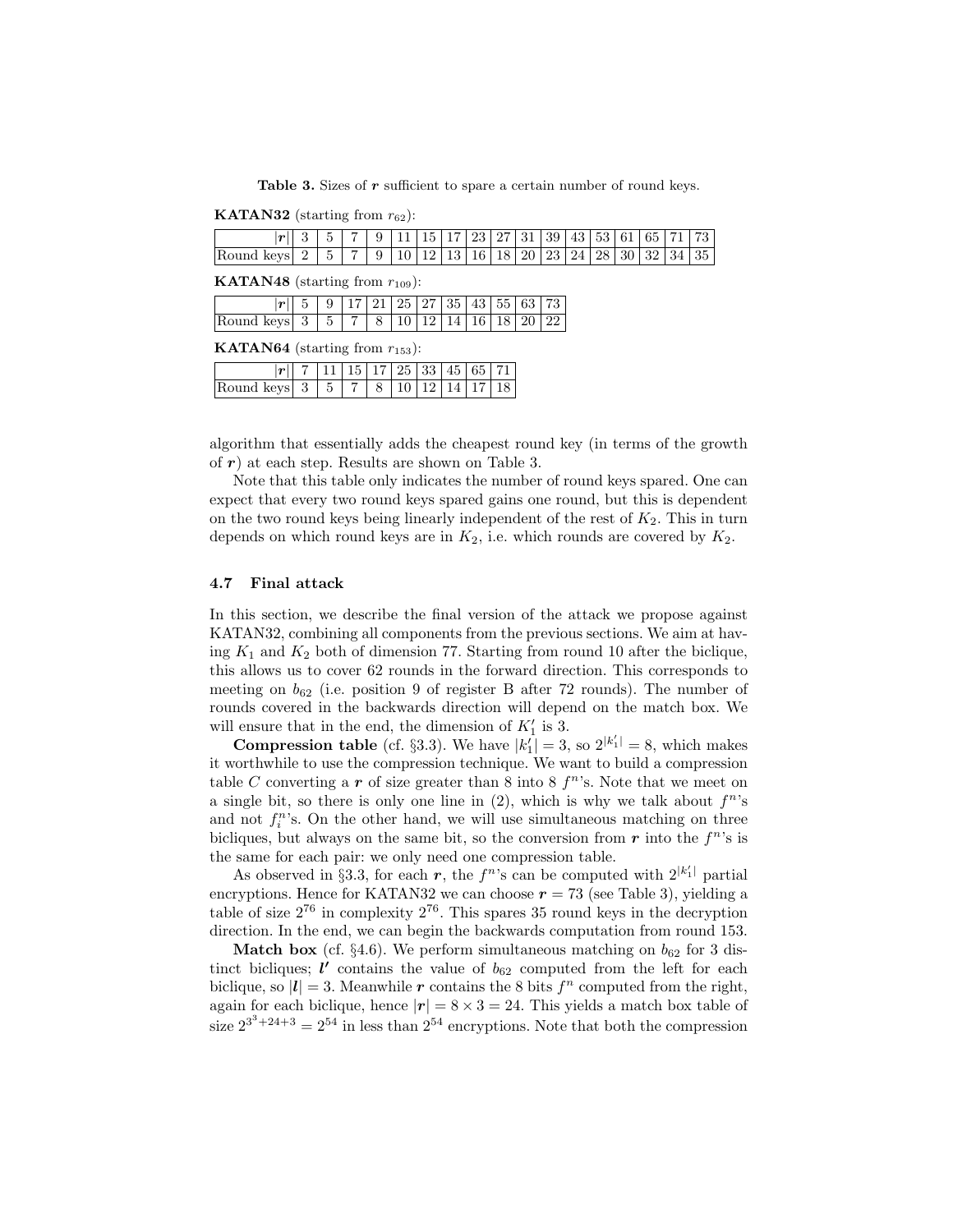**Table 3.** Sizes of $\boldsymbol{r}$ sufficient to spare a certain number of round keys.

**KATAN32** (starting from $r_{62}$):

| $\lvert\boldsymbol{r}\rvert$ | 3 | 5 | 7 | 9 | 11 | 15 | 17 | 23 | 27 | 31 | 39 | 43 | 53 | 61 | 65 | 71 | 73 |
|---|---|---|---|---|---|---|---|---|---|---|---|---|---|---|---|---|---|
| Round keys | 2 | 5 | 7 | 9 | 10 | 12 | 13 | 16 | 18 | 20 | 23 | 24 | 28 | 30 | 32 | 34 | 35 |

**KATAN48** (starting from $r_{109}$):

| $\lvert\boldsymbol{r}\rvert$ | 5 | 9 | 17 | 21 | 25 | 27 | 35 | 43 | 55 | 63 | 73 |
|---|---|---|---|---|---|---|---|---|---|---|---|
| Round keys | 3 | 5 | 7 | 8 | 10 | 12 | 14 | 16 | 18 | 20 | 22 |

**KATAN64** (starting from $r_{153}$):

| $\lvert\boldsymbol{r}\rvert$ | 7 | 11 | 15 | 17 | 25 | 33 | 45 | 65 | 71 |
|---|---|---|---|---|---|---|---|---|---|
| Round keys | 3 | 5 | 7 | 8 | 10 | 12 | 14 | 17 | 18 |

algorithm that essentially adds the cheapest round key (in terms of the growth of $\boldsymbol{r}$) at each step. Results are shown on Table 3.

Note that this table only indicates the number of round keys spared. One can expect that every two round keys spared gains one round, but this is dependent on the two round keys being linearly independent of the rest of $K_2$. This in turn depends on which round keys are in $K_2$, i.e. which rounds are covered by $K_2$.

### 4.7 Final attack

In this section, we describe the final version of the attack we propose against KATAN32, combining all components from the previous sections. We aim at having $K_1$ and $K_2$ both of dimension 77. Starting from round 10 after the biclique, this allows us to cover 62 rounds in the forward direction. This corresponds to meeting on $b_{62}$ (i.e. position 9 of register B after 72 rounds). The number of rounds covered in the backwards direction will depend on the match box. We will ensure that in the end, the dimension of $K_1'$ is 3.

**Compression table** (cf. §3.3). We have $|k_1'| = 3$, so $2^{|k_1'|} = 8$, which makes it worthwhile to use the compression technique. We want to build a compression table $C$ converting a $\boldsymbol{r}$ of size greater than 8 into 8 $f^n$'s. Note that we meet on a single bit, so there is only one line in (2), which is why we talk about $f^n$'s and not $f_i^n$'s. On the other hand, we will use simultaneous matching on three bicliques, but always on the same bit, so the conversion from $\boldsymbol{r}$ into the $f^n$'s is the same for each pair: we only need one compression table.

As observed in §3.3, for each $\boldsymbol{r}$, the $f^n$'s can be computed with $2^{|k_1'|}$ partial encryptions. Hence for KATAN32 we can choose $\boldsymbol{r} = 73$ (see Table 3), yielding a table of size $2^{76}$ in complexity $2^{76}$. This spares 35 round keys in the decryption direction. In the end, we can begin the backwards computation from round 153.

**Match box** (cf. §4.6). We perform simultaneous matching on $b_{62}$ for 3 distinct bicliques; $\boldsymbol{l'}$ contains the value of $b_{62}$ computed from the left for each biclique, so $|\boldsymbol{l}| = 3$. Meanwhile $\boldsymbol{r}$ contains the 8 bits $f^n$ computed from the right, again for each biclique, hence $|\boldsymbol{r}| = 8 \times 3 = 24$. This yields a match box table of size $2^{3^3+24+3} = 2^{54}$ in less than $2^{54}$ encryptions. Note that both the compression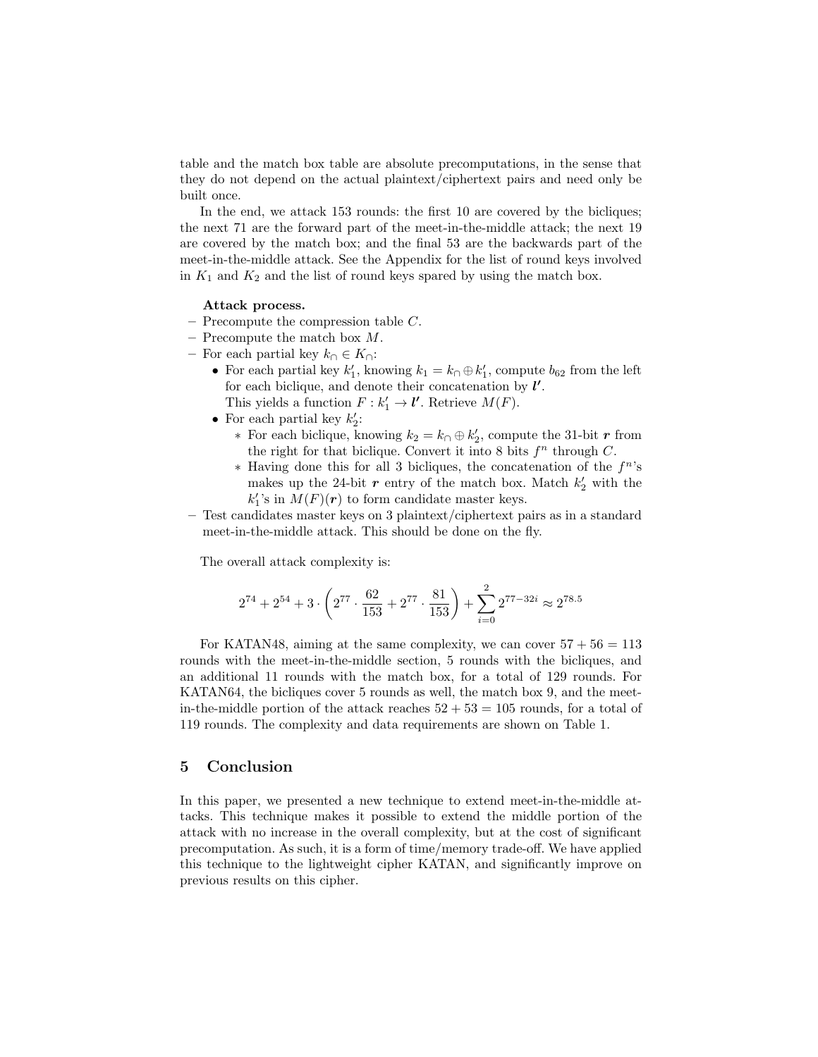table and the match box table are absolute precomputations, in the sense that they do not depend on the actual plaintext/ciphertext pairs and need only be built once.

In the end, we attack 153 rounds: the first 10 are covered by the bicliques; the next 71 are the forward part of the meet-in-the-middle attack; the next 19 are covered by the match box; and the final 53 are the backwards part of the meet-in-the-middle attack. See the Appendix for the list of round keys involved in $K_1$ and $K_2$ and the list of round keys spared by using the match box.

**Attack process.**

- Precompute the compression table $C$.
- Precompute the match box $M$.
- For each partial key $k_\cap \in K_\cap$:
  - For each partial key $k'_1$, knowing $k_1 = k_\cap \oplus k'_1$, compute $b_{62}$ from the left for each biclique, and denote their concatenation by $\boldsymbol{l'}$.
    This yields a function $F : k'_1 \to \boldsymbol{l'}$. Retrieve $M(F)$.
  - For each partial key $k'_2$:
    - For each biclique, knowing $k_2 = k_\cap \oplus k'_2$, compute the 31-bit $\boldsymbol{r}$ from the right for that biclique. Convert it into 8 bits $f^n$ through $C$.
    - Having done this for all 3 bicliques, the concatenation of the $f^n$'s makes up the 24-bit $\boldsymbol{r}$ entry of the match box. Match $k'_2$ with the $k'_1$'s in $M(F)(\boldsymbol{r})$ to form candidate master keys.
- Test candidates master keys on 3 plaintext/ciphertext pairs as in a standard meet-in-the-middle attack. This should be done on the fly.

The overall attack complexity is:

$$2^{74} + 2^{54} + 3 \cdot \left(2^{77} \cdot \frac{62}{153} + 2^{77} \cdot \frac{81}{153}\right) + \sum_{i=0}^{2} 2^{77-32i} \approx 2^{78.5}$$

For KATAN48, aiming at the same complexity, we can cover $57 + 56 = 113$ rounds with the meet-in-the-middle section, 5 rounds with the bicliques, and an additional 11 rounds with the match box, for a total of 129 rounds. For KATAN64, the bicliques cover 5 rounds as well, the match box 9, and the meet-in-the-middle portion of the attack reaches $52 + 53 = 105$ rounds, for a total of 119 rounds. The complexity and data requirements are shown on Table 1.

## 5 Conclusion

In this paper, we presented a new technique to extend meet-in-the-middle attacks. This technique makes it possible to extend the middle portion of the attack with no increase in the overall complexity, but at the cost of significant precomputation. As such, it is a form of time/memory trade-off. We have applied this technique to the lightweight cipher KATAN, and significantly improve on previous results on this cipher.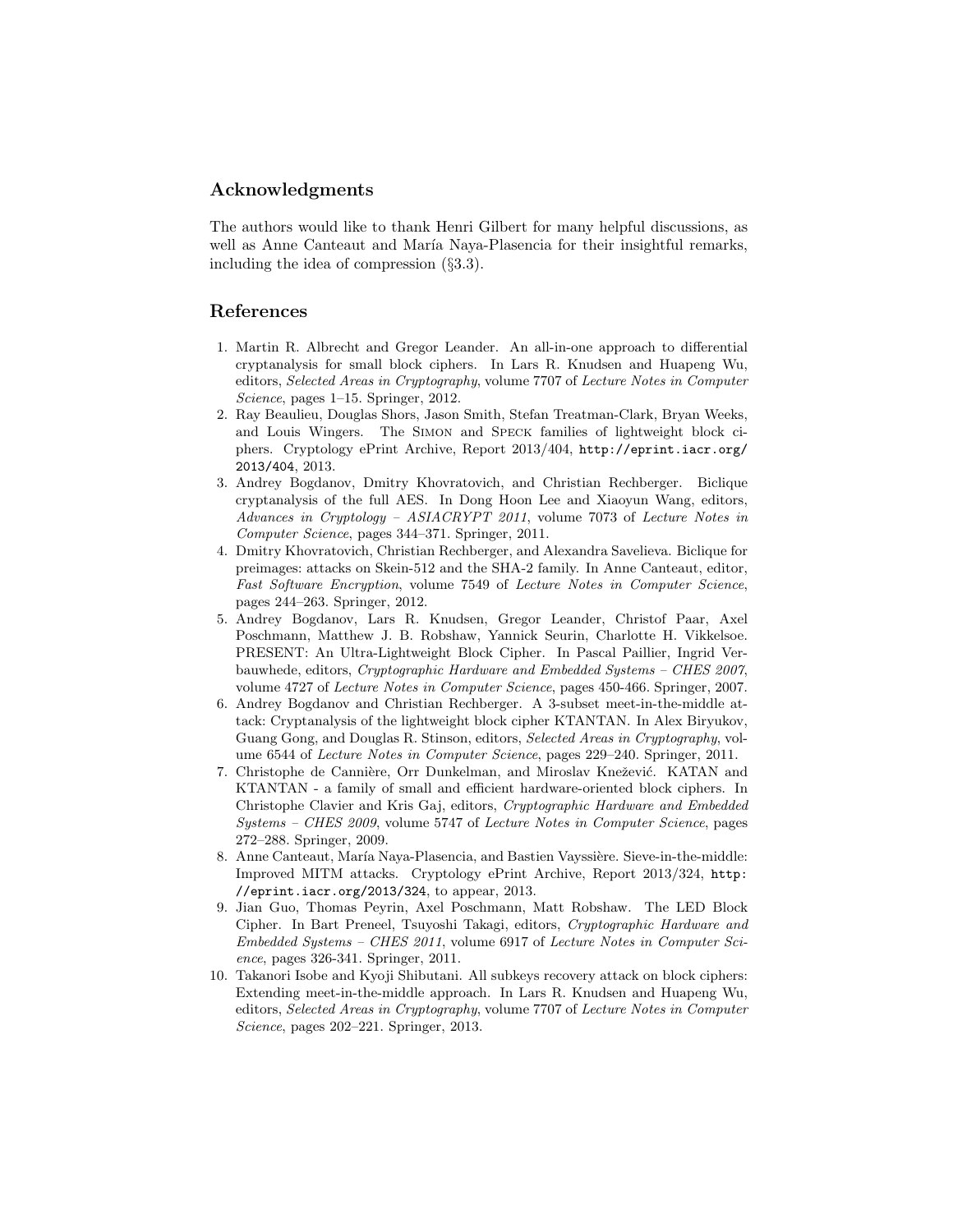## Acknowledgments

The authors would like to thank Henri Gilbert for many helpful discussions, as well as Anne Canteaut and María Naya-Plasencia for their insightful remarks, including the idea of compression (§3.3).

## References

1. Martin R. Albrecht and Gregor Leander. An all-in-one approach to differential cryptanalysis for small block ciphers. In Lars R. Knudsen and Huapeng Wu, editors, *Selected Areas in Cryptography*, volume 7707 of *Lecture Notes in Computer Science*, pages 1–15. Springer, 2012.
2. Ray Beaulieu, Douglas Shors, Jason Smith, Stefan Treatman-Clark, Bryan Weeks, and Louis Wingers. The Simon and Speck families of lightweight block ciphers. Cryptology ePrint Archive, Report 2013/404, `http://eprint.iacr.org/2013/404`, 2013.
3. Andrey Bogdanov, Dmitry Khovratovich, and Christian Rechberger. Biclique cryptanalysis of the full AES. In Dong Hoon Lee and Xiaoyun Wang, editors, *Advances in Cryptology – ASIACRYPT 2011*, volume 7073 of *Lecture Notes in Computer Science*, pages 344–371. Springer, 2011.
4. Dmitry Khovratovich, Christian Rechberger, and Alexandra Savelieva. Biclique for preimages: attacks on Skein-512 and the SHA-2 family. In Anne Canteaut, editor, *Fast Software Encryption*, volume 7549 of *Lecture Notes in Computer Science*, pages 244–263. Springer, 2012.
5. Andrey Bogdanov, Lars R. Knudsen, Gregor Leander, Christof Paar, Axel Poschmann, Matthew J. B. Robshaw, Yannick Seurin, Charlotte H. Vikkelsoe. PRESENT: An Ultra-Lightweight Block Cipher. In Pascal Paillier, Ingrid Verbauwhede, editors, *Cryptographic Hardware and Embedded Systems – CHES 2007*, volume 4727 of *Lecture Notes in Computer Science*, pages 450-466. Springer, 2007.
6. Andrey Bogdanov and Christian Rechberger. A 3-subset meet-in-the-middle attack: Cryptanalysis of the lightweight block cipher KTANTAN. In Alex Biryukov, Guang Gong, and Douglas R. Stinson, editors, *Selected Areas in Cryptography*, volume 6544 of *Lecture Notes in Computer Science*, pages 229–240. Springer, 2011.
7. Christophe de Cannière, Orr Dunkelman, and Miroslav Knežević. KATAN and KTANTAN - a family of small and efficient hardware-oriented block ciphers. In Christophe Clavier and Kris Gaj, editors, *Cryptographic Hardware and Embedded Systems – CHES 2009*, volume 5747 of *Lecture Notes in Computer Science*, pages 272–288. Springer, 2009.
8. Anne Canteaut, María Naya-Plasencia, and Bastien Vayssière. Sieve-in-the-middle: Improved MITM attacks. Cryptology ePrint Archive, Report 2013/324, `http://eprint.iacr.org/2013/324`, to appear, 2013.
9. Jian Guo, Thomas Peyrin, Axel Poschmann, Matt Robshaw. The LED Block Cipher. In Bart Preneel, Tsuyoshi Takagi, editors, *Cryptographic Hardware and Embedded Systems – CHES 2011*, volume 6917 of *Lecture Notes in Computer Science*, pages 326-341. Springer, 2011.
10. Takanori Isobe and Kyoji Shibutani. All subkeys recovery attack on block ciphers: Extending meet-in-the-middle approach. In Lars R. Knudsen and Huapeng Wu, editors, *Selected Areas in Cryptography*, volume 7707 of *Lecture Notes in Computer Science*, pages 202–221. Springer, 2013.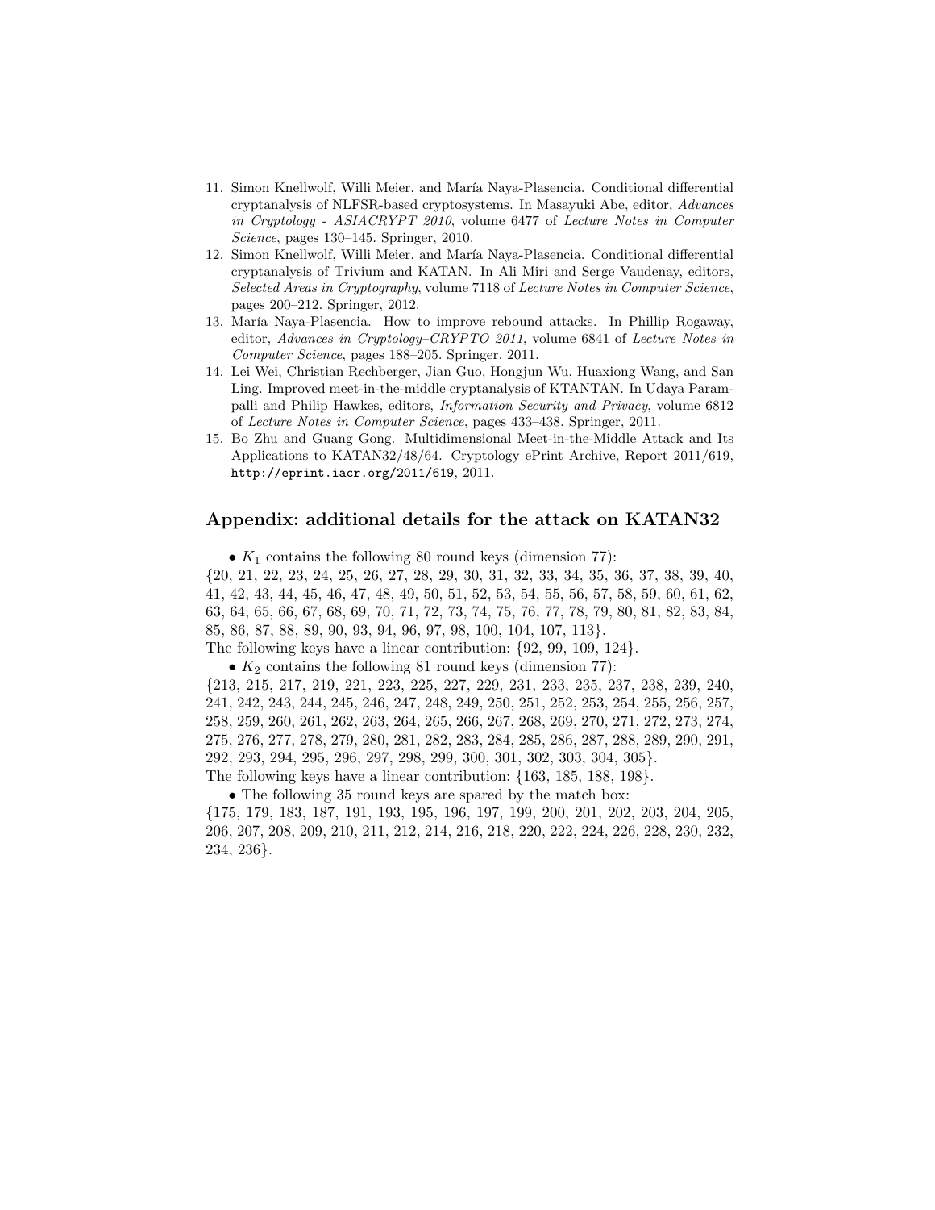11. Simon Knellwolf, Willi Meier, and María Naya-Plasencia. Conditional differential cryptanalysis of NLFSR-based cryptosystems. In Masayuki Abe, editor, *Advances in Cryptology - ASIACRYPT 2010*, volume 6477 of *Lecture Notes in Computer Science*, pages 130–145. Springer, 2010.
12. Simon Knellwolf, Willi Meier, and María Naya-Plasencia. Conditional differential cryptanalysis of Trivium and KATAN. In Ali Miri and Serge Vaudenay, editors, *Selected Areas in Cryptography*, volume 7118 of *Lecture Notes in Computer Science*, pages 200–212. Springer, 2012.
13. María Naya-Plasencia. How to improve rebound attacks. In Phillip Rogaway, editor, *Advances in Cryptology–CRYPTO 2011*, volume 6841 of *Lecture Notes in Computer Science*, pages 188–205. Springer, 2011.
14. Lei Wei, Christian Rechberger, Jian Guo, Hongjun Wu, Huaxiong Wang, and San Ling. Improved meet-in-the-middle cryptanalysis of KTANTAN. In Udaya Parampalli and Philip Hawkes, editors, *Information Security and Privacy*, volume 6812 of *Lecture Notes in Computer Science*, pages 433–438. Springer, 2011.
15. Bo Zhu and Guang Gong. Multidimensional Meet-in-the-Middle Attack and Its Applications to KATAN32/48/64. Cryptology ePrint Archive, Report 2011/619, `http://eprint.iacr.org/2011/619`, 2011.

## Appendix: additional details for the attack on KATAN32

- $K_1$ contains the following 80 round keys (dimension 77):

{20, 21, 22, 23, 24, 25, 26, 27, 28, 29, 30, 31, 32, 33, 34, 35, 36, 37, 38, 39, 40, 41, 42, 43, 44, 45, 46, 47, 48, 49, 50, 51, 52, 53, 54, 55, 56, 57, 58, 59, 60, 61, 62, 63, 64, 65, 66, 67, 68, 69, 70, 71, 72, 73, 74, 75, 76, 77, 78, 79, 80, 81, 82, 83, 84, 85, 86, 87, 88, 89, 90, 93, 94, 96, 97, 98, 100, 104, 107, 113}.
The following keys have a linear contribution: {92, 99, 109, 124}.

- $K_2$ contains the following 81 round keys (dimension 77):

{213, 215, 217, 219, 221, 223, 225, 227, 229, 231, 233, 235, 237, 238, 239, 240, 241, 242, 243, 244, 245, 246, 247, 248, 249, 250, 251, 252, 253, 254, 255, 256, 257, 258, 259, 260, 261, 262, 263, 264, 265, 266, 267, 268, 269, 270, 271, 272, 273, 274, 275, 276, 277, 278, 279, 280, 281, 282, 283, 284, 285, 286, 287, 288, 289, 290, 291, 292, 293, 294, 295, 296, 297, 298, 299, 300, 301, 302, 303, 304, 305}.
The following keys have a linear contribution: {163, 185, 188, 198}.

- The following 35 round keys are spared by the match box:

{175, 179, 183, 187, 191, 193, 195, 196, 197, 199, 200, 201, 202, 203, 204, 205, 206, 207, 208, 209, 210, 211, 212, 214, 216, 218, 220, 222, 224, 226, 228, 230, 232, 234, 236}.